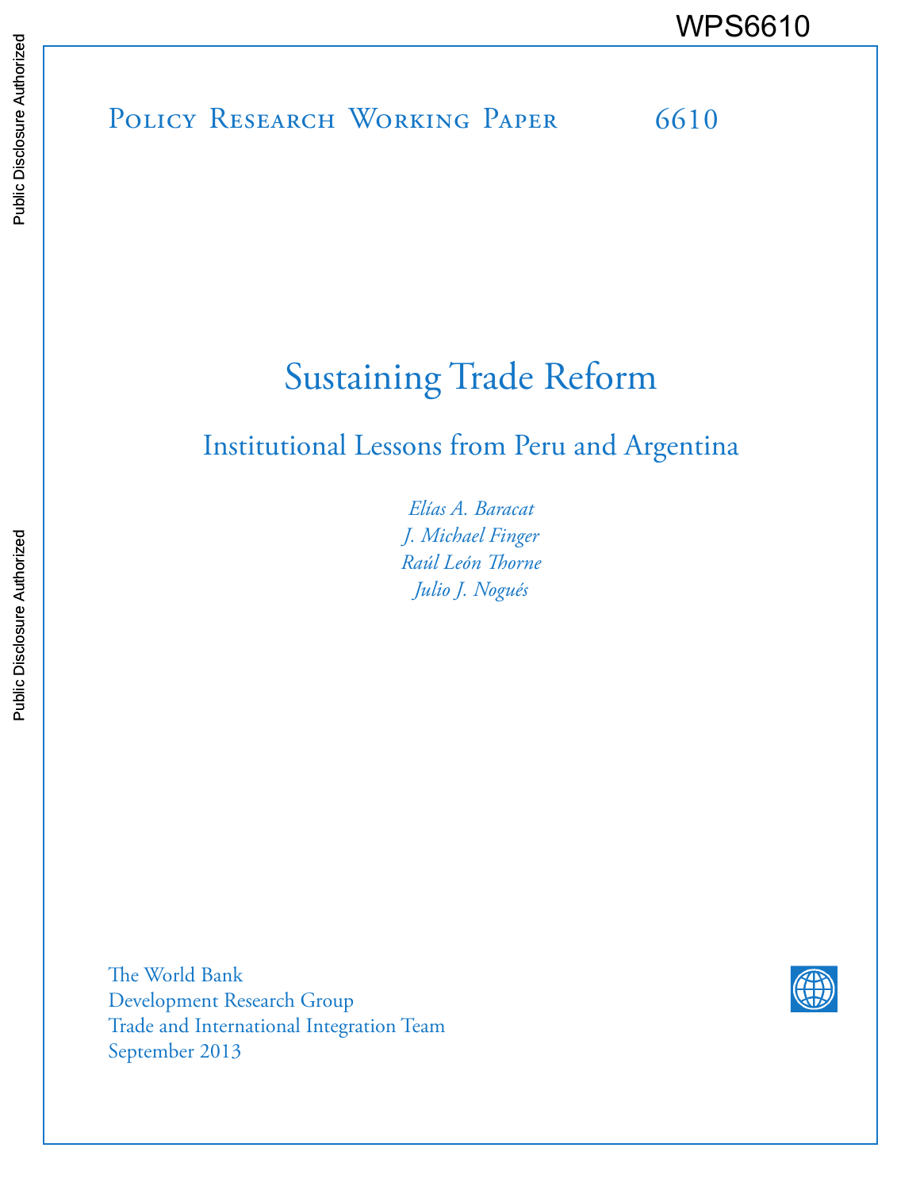WPS6610

Policy Research Working Paper 6610

# Sustaining Trade Reform

## Institutional Lessons from Peru and Argentina

*Elías A. Baracat*
*J. Michael Finger*
*Raúl León Thorne*
*Julio J. Nogués*

The World Bank
Development Research Group
Trade and International Integration Team
September 2013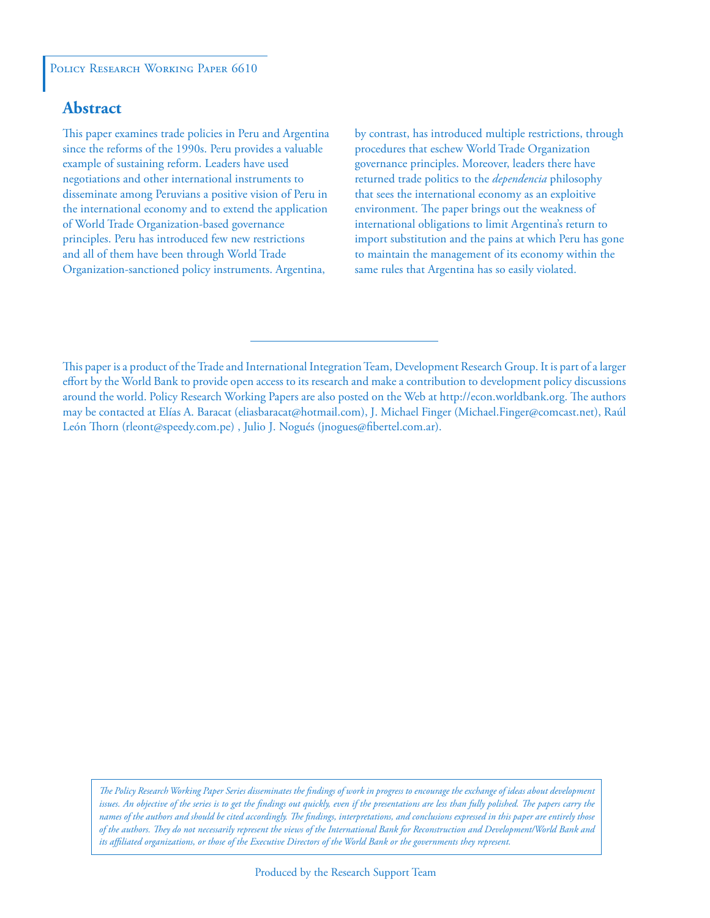Policy Research Working Paper 6610

## Abstract

This paper examines trade policies in Peru and Argentina since the reforms of the 1990s. Peru provides a valuable example of sustaining reform. Leaders have used negotiations and other international instruments to disseminate among Peruvians a positive vision of Peru in the international economy and to extend the application of World Trade Organization-based governance principles. Peru has introduced few new restrictions and all of them have been through World Trade Organization-sanctioned policy instruments. Argentina, by contrast, has introduced multiple restrictions, through procedures that eschew World Trade Organization governance principles. Moreover, leaders there have returned trade politics to the *dependencia* philosophy that sees the international economy as an exploitive environment. The paper brings out the weakness of international obligations to limit Argentina's return to import substitution and the pains at which Peru has gone to maintain the management of its economy within the same rules that Argentina has so easily violated.

---

This paper is a product of the Trade and International Integration Team, Development Research Group. It is part of a larger effort by the World Bank to provide open access to its research and make a contribution to development policy discussions around the world. Policy Research Working Papers are also posted on the Web at http://econ.worldbank.org. The authors may be contacted at Elías A. Baracat (eliasbaracat@hotmail.com), J. Michael Finger (Michael.Finger@comcast.net), Raúl León Thorn (rleont@speedy.com.pe) , Julio J. Nogués (jnogues@fibertel.com.ar).

*The Policy Research Working Paper Series disseminates the findings of work in progress to encourage the exchange of ideas about development issues. An objective of the series is to get the findings out quickly, even if the presentations are less than fully polished. The papers carry the names of the authors and should be cited accordingly. The findings, interpretations, and conclusions expressed in this paper are entirely those of the authors. They do not necessarily represent the views of the International Bank for Reconstruction and Development/World Bank and its affiliated organizations, or those of the Executive Directors of the World Bank or the governments they represent.*

Produced by the Research Support Team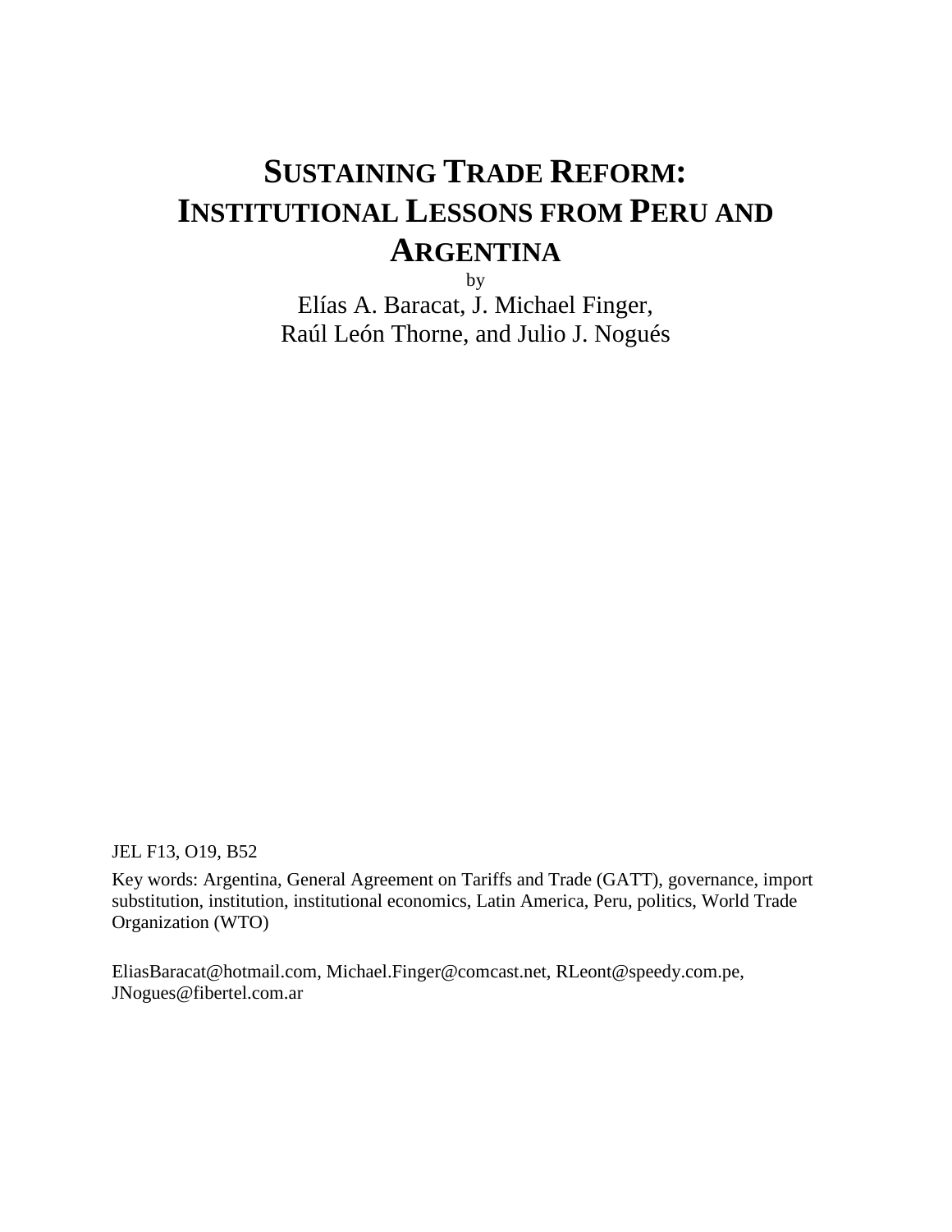# SUSTAINING TRADE REFORM: INSTITUTIONAL LESSONS FROM PERU AND ARGENTINA

by

Elías A. Baracat, J. Michael Finger,
Raúl León Thorne, and Julio J. Nogués

JEL F13, O19, B52

Key words: Argentina, General Agreement on Tariffs and Trade (GATT), governance, import substitution, institution, institutional economics, Latin America, Peru, politics, World Trade Organization (WTO)

EliasBaracat@hotmail.com, Michael.Finger@comcast.net, RLeont@speedy.com.pe, JNogues@fibertel.com.ar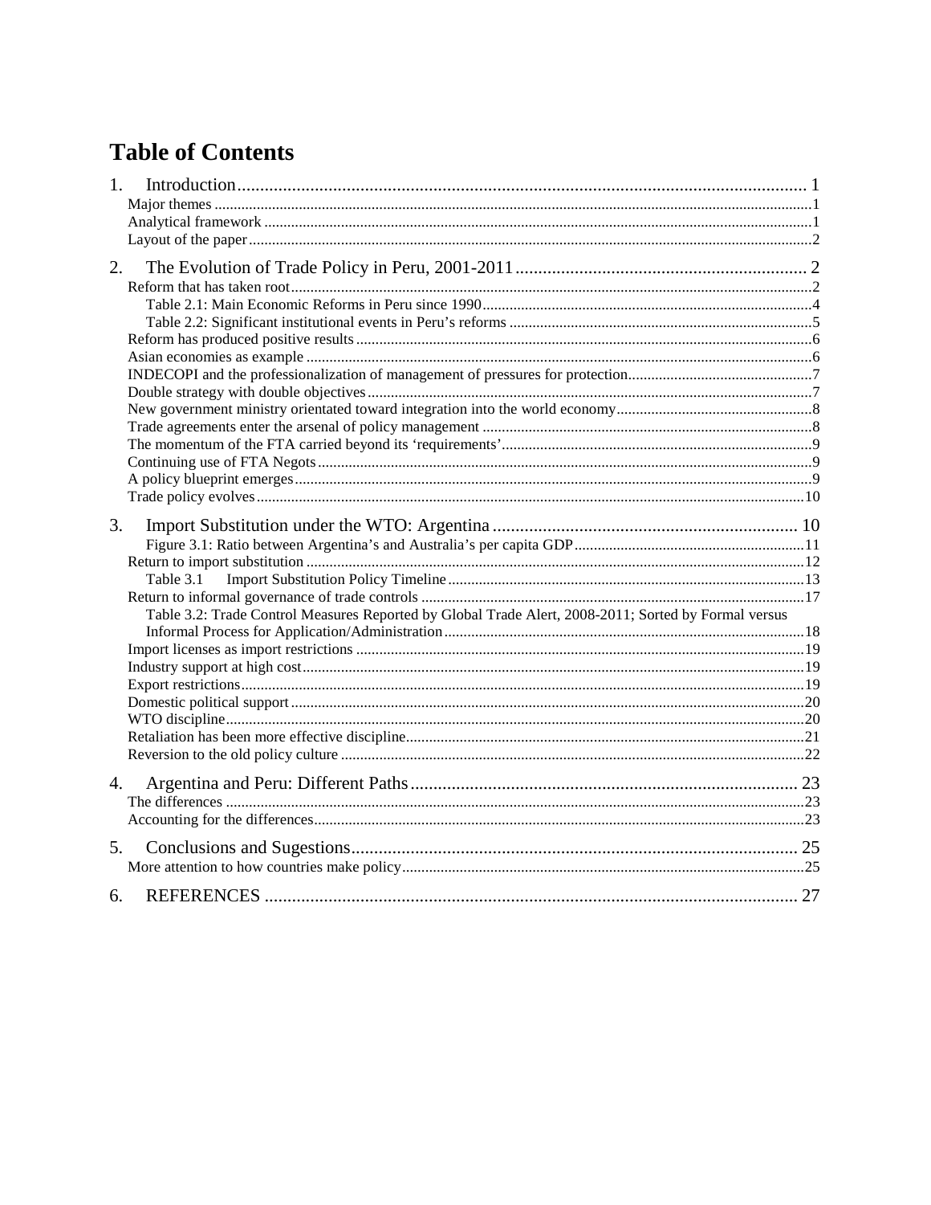# Table of Contents

1. Introduction ..... 1
   - Major themes ..... 1
   - Analytical framework ..... 1
   - Layout of the paper ..... 2
2. The Evolution of Trade Policy in Peru, 2001-2011 ..... 2
   - Reform that has taken root ..... 2
     - Table 2.1: Main Economic Reforms in Peru since 1990 ..... 4
     - Table 2.2: Significant institutional events in Peru's reforms ..... 5
   - Reform has produced positive results ..... 6
   - Asian economies as example ..... 6
   - INDECOPI and the professionalization of management of pressures for protection ..... 7
   - Double strategy with double objectives ..... 7
   - New government ministry orientated toward integration into the world economy ..... 8
   - Trade agreements enter the arsenal of policy management ..... 8
   - The momentum of the FTA carried beyond its 'requirements' ..... 9
   - Continuing use of FTA Negots ..... 9
   - A policy blueprint emerges ..... 9
   - Trade policy evolves ..... 10
3. Import Substitution under the WTO: Argentina ..... 10
   - Figure 3.1: Ratio between Argentina's and Australia's per capita GDP ..... 11
   - Return to import substitution ..... 12
     - Table 3.1 Import Substitution Policy Timeline ..... 13
   - Return to informal governance of trade controls ..... 17
     - Table 3.2: Trade Control Measures Reported by Global Trade Alert, 2008-2011; Sorted by Formal versus Informal Process for Application/Administration ..... 18
   - Import licenses as import restrictions ..... 19
   - Industry support at high cost ..... 19
   - Export restrictions ..... 19
   - Domestic political support ..... 20
   - WTO discipline ..... 20
   - Retaliation has been more effective discipline ..... 21
   - Reversion to the old policy culture ..... 22
4. Argentina and Peru: Different Paths ..... 23
   - The differences ..... 23
   - Accounting for the differences ..... 23
5. Conclusions and Sugestions ..... 25
   - More attention to how countries make policy ..... 25
6. REFERENCES ..... 27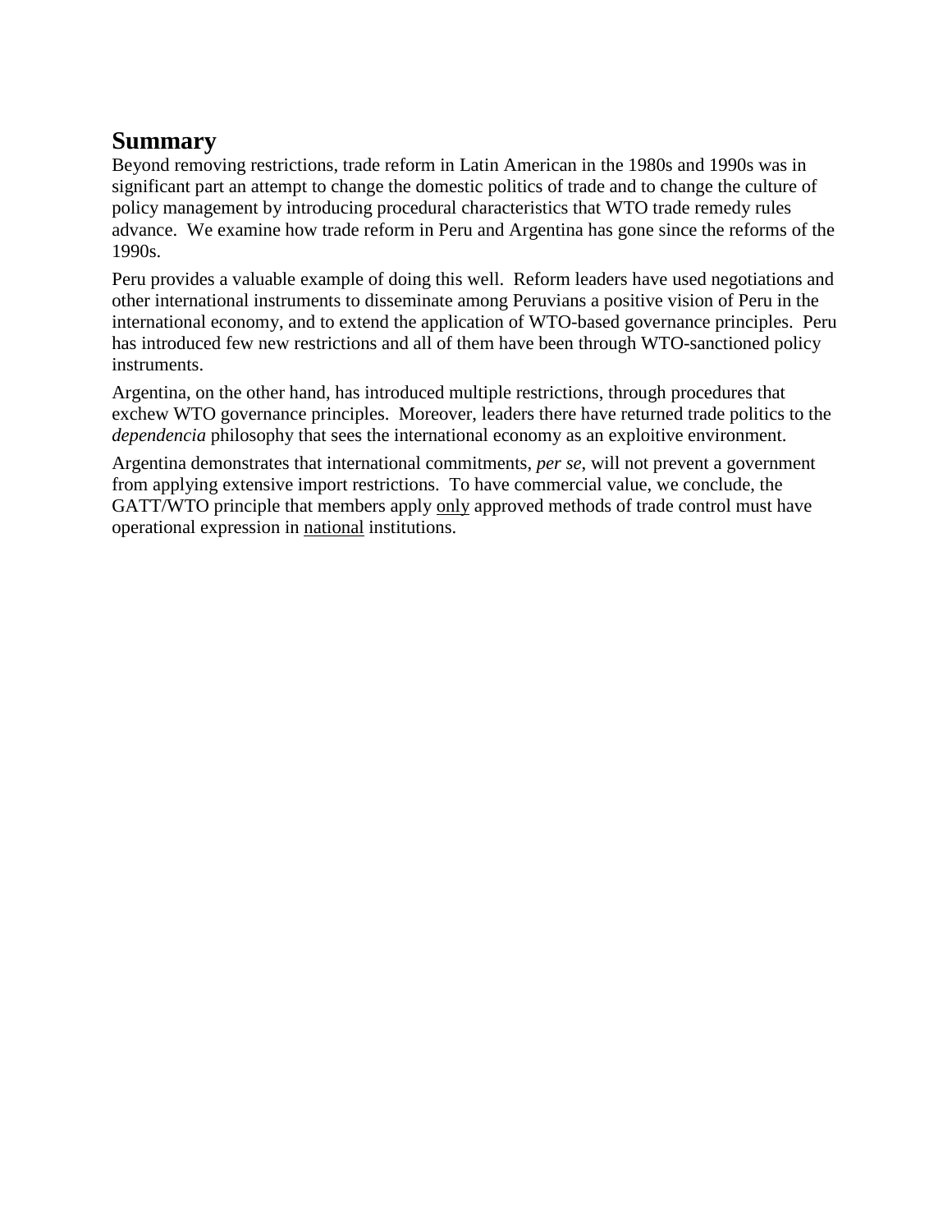## Summary

Beyond removing restrictions, trade reform in Latin American in the 1980s and 1990s was in significant part an attempt to change the domestic politics of trade and to change the culture of policy management by introducing procedural characteristics that WTO trade remedy rules advance. We examine how trade reform in Peru and Argentina has gone since the reforms of the 1990s.

Peru provides a valuable example of doing this well. Reform leaders have used negotiations and other international instruments to disseminate among Peruvians a positive vision of Peru in the international economy, and to extend the application of WTO-based governance principles. Peru has introduced few new restrictions and all of them have been through WTO-sanctioned policy instruments.

Argentina, on the other hand, has introduced multiple restrictions, through procedures that exchew WTO governance principles. Moreover, leaders there have returned trade politics to the *dependencia* philosophy that sees the international economy as an exploitive environment.

Argentina demonstrates that international commitments, *per se*, will not prevent a government from applying extensive import restrictions. To have commercial value, we conclude, the GATT/WTO principle that members apply <u>only</u> approved methods of trade control must have operational expression in <u>national</u> institutions.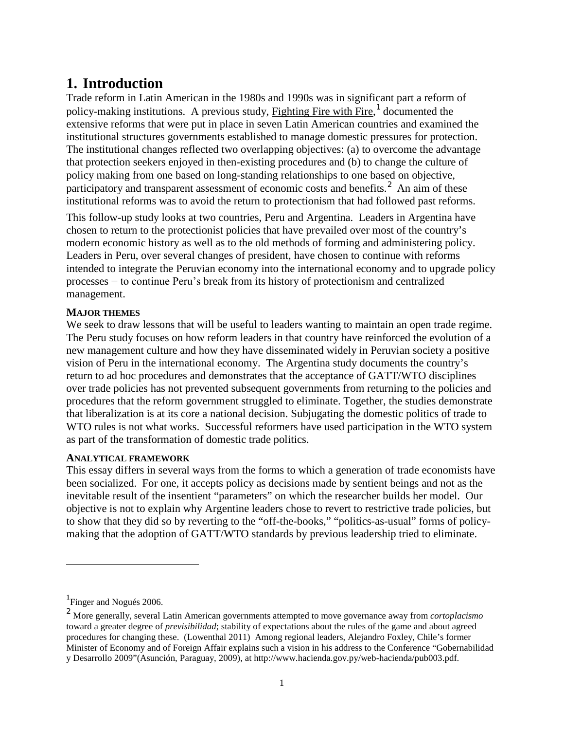# 1. Introduction

Trade reform in Latin American in the 1980s and 1990s was in significant part a reform of policy-making institutions. A previous study, Fighting Fire with Fire,[1] documented the extensive reforms that were put in place in seven Latin American countries and examined the institutional structures governments established to manage domestic pressures for protection. The institutional changes reflected two overlapping objectives: (a) to overcome the advantage that protection seekers enjoyed in then-existing procedures and (b) to change the culture of policy making from one based on long-standing relationships to one based on objective, participatory and transparent assessment of economic costs and benefits.[2] An aim of these institutional reforms was to avoid the return to protectionism that had followed past reforms.

This follow-up study looks at two countries, Peru and Argentina. Leaders in Argentina have chosen to return to the protectionist policies that have prevailed over most of the country's modern economic history as well as to the old methods of forming and administering policy. Leaders in Peru, over several changes of president, have chosen to continue with reforms intended to integrate the Peruvian economy into the international economy and to upgrade policy processes − to continue Peru's break from its history of protectionism and centralized management.

### MAJOR THEMES

We seek to draw lessons that will be useful to leaders wanting to maintain an open trade regime. The Peru study focuses on how reform leaders in that country have reinforced the evolution of a new management culture and how they have disseminated widely in Peruvian society a positive vision of Peru in the international economy. The Argentina study documents the country's return to ad hoc procedures and demonstrates that the acceptance of GATT/WTO disciplines over trade policies has not prevented subsequent governments from returning to the policies and procedures that the reform government struggled to eliminate. Together, the studies demonstrate that liberalization is at its core a national decision. Subjugating the domestic politics of trade to WTO rules is not what works. Successful reformers have used participation in the WTO system as part of the transformation of domestic trade politics.

### ANALYTICAL FRAMEWORK

This essay differs in several ways from the forms to which a generation of trade economists have been socialized. For one, it accepts policy as decisions made by sentient beings and not as the inevitable result of the insentient "parameters" on which the researcher builds her model. Our objective is not to explain why Argentine leaders chose to revert to restrictive trade policies, but to show that they did so by reverting to the "off-the-books," "politics-as-usual" forms of policy-making that the adoption of GATT/WTO standards by previous leadership tried to eliminate.

---

[1] Finger and Nogués 2006.

[2] More generally, several Latin American governments attempted to move governance away from *cortoplacismo* toward a greater degree of *previsibilidad*; stability of expectations about the rules of the game and about agreed procedures for changing these. (Lowenthal 2011) Among regional leaders, Alejandro Foxley, Chile's former Minister of Economy and of Foreign Affair explains such a vision in his address to the Conference "Gobernabilidad y Desarrollo 2009"(Asunción, Paraguay, 2009), at http://www.hacienda.gov.py/web-hacienda/pub003.pdf.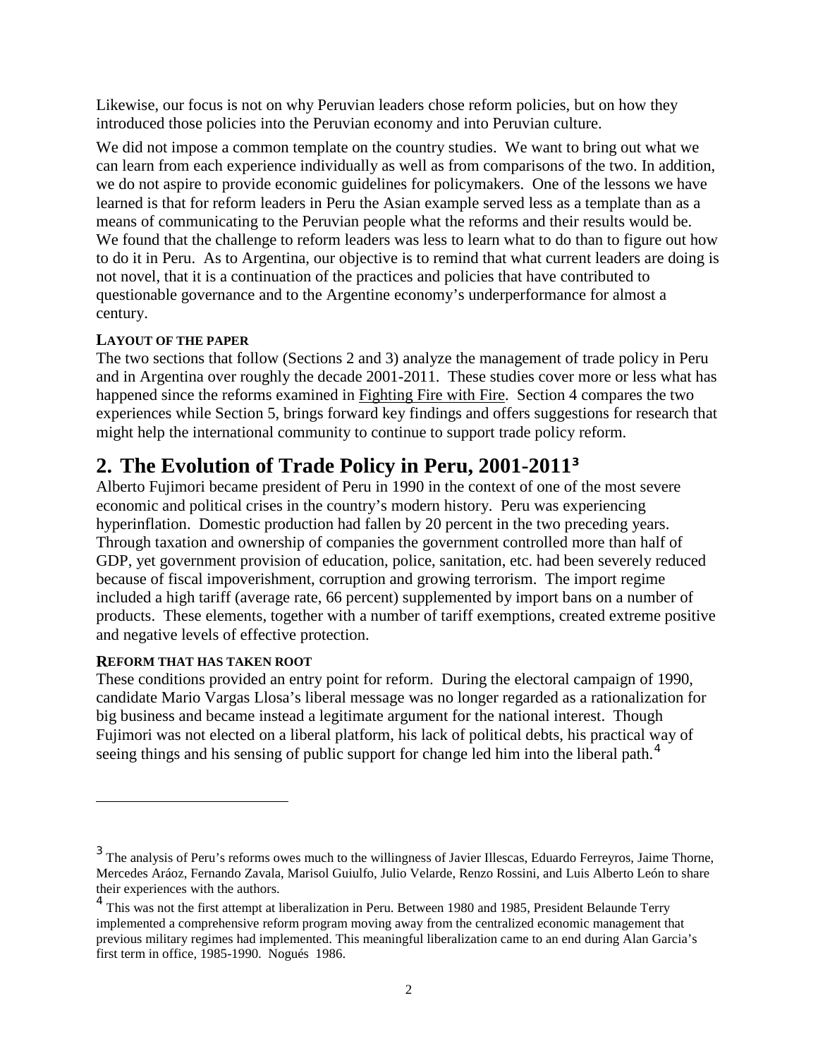Likewise, our focus is not on why Peruvian leaders chose reform policies, but on how they introduced those policies into the Peruvian economy and into Peruvian culture.

We did not impose a common template on the country studies. We want to bring out what we can learn from each experience individually as well as from comparisons of the two. In addition, we do not aspire to provide economic guidelines for policymakers. One of the lessons we have learned is that for reform leaders in Peru the Asian example served less as a template than as a means of communicating to the Peruvian people what the reforms and their results would be. We found that the challenge to reform leaders was less to learn what to do than to figure out how to do it in Peru. As to Argentina, our objective is to remind that what current leaders are doing is not novel, that it is a continuation of the practices and policies that have contributed to questionable governance and to the Argentine economy's underperformance for almost a century.

#### LAYOUT OF THE PAPER

The two sections that follow (Sections 2 and 3) analyze the management of trade policy in Peru and in Argentina over roughly the decade 2001-2011. These studies cover more or less what has happened since the reforms examined in Fighting Fire with Fire. Section 4 compares the two experiences while Section 5, brings forward key findings and offers suggestions for research that might help the international community to continue to support trade policy reform.

## 2. The Evolution of Trade Policy in Peru, 2001-2011[3]

Alberto Fujimori became president of Peru in 1990 in the context of one of the most severe economic and political crises in the country's modern history. Peru was experiencing hyperinflation. Domestic production had fallen by 20 percent in the two preceding years. Through taxation and ownership of companies the government controlled more than half of GDP, yet government provision of education, police, sanitation, etc. had been severely reduced because of fiscal impoverishment, corruption and growing terrorism. The import regime included a high tariff (average rate, 66 percent) supplemented by import bans on a number of products. These elements, together with a number of tariff exemptions, created extreme positive and negative levels of effective protection.

#### REFORM THAT HAS TAKEN ROOT

These conditions provided an entry point for reform. During the electoral campaign of 1990, candidate Mario Vargas Llosa's liberal message was no longer regarded as a rationalization for big business and became instead a legitimate argument for the national interest. Though Fujimori was not elected on a liberal platform, his lack of political debts, his practical way of seeing things and his sensing of public support for change led him into the liberal path.[4]

---

[3] The analysis of Peru's reforms owes much to the willingness of Javier Illescas, Eduardo Ferreyros, Jaime Thorne, Mercedes Aráoz, Fernando Zavala, Marisol Guiulfo, Julio Velarde, Renzo Rossini, and Luis Alberto León to share their experiences with the authors.

[4] This was not the first attempt at liberalization in Peru. Between 1980 and 1985, President Belaunde Terry implemented a comprehensive reform program moving away from the centralized economic management that previous military regimes had implemented. This meaningful liberalization came to an end during Alan Garcia's first term in office, 1985-1990. Nogués 1986.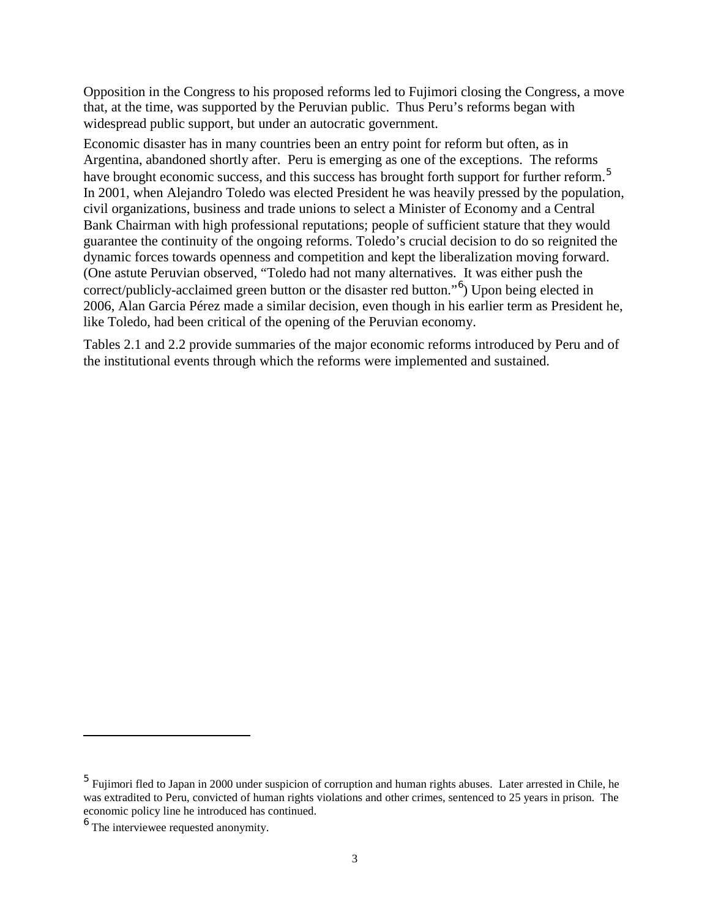Opposition in the Congress to his proposed reforms led to Fujimori closing the Congress, a move that, at the time, was supported by the Peruvian public. Thus Peru's reforms began with widespread public support, but under an autocratic government.

Economic disaster has in many countries been an entry point for reform but often, as in Argentina, abandoned shortly after. Peru is emerging as one of the exceptions. The reforms have brought economic success, and this success has brought forth support for further reform.[5] In 2001, when Alejandro Toledo was elected President he was heavily pressed by the population, civil organizations, business and trade unions to select a Minister of Economy and a Central Bank Chairman with high professional reputations; people of sufficient stature that they would guarantee the continuity of the ongoing reforms. Toledo's crucial decision to do so reignited the dynamic forces towards openness and competition and kept the liberalization moving forward. (One astute Peruvian observed, "Toledo had not many alternatives. It was either push the correct/publicly-acclaimed green button or the disaster red button."[6]) Upon being elected in 2006, Alan Garcia Pérez made a similar decision, even though in his earlier term as President he, like Toledo, had been critical of the opening of the Peruvian economy.

Tables 2.1 and 2.2 provide summaries of the major economic reforms introduced by Peru and of the institutional events through which the reforms were implemented and sustained.

---

[5] Fujimori fled to Japan in 2000 under suspicion of corruption and human rights abuses. Later arrested in Chile, he was extradited to Peru, convicted of human rights violations and other crimes, sentenced to 25 years in prison. The economic policy line he introduced has continued.

[6] The interviewee requested anonymity.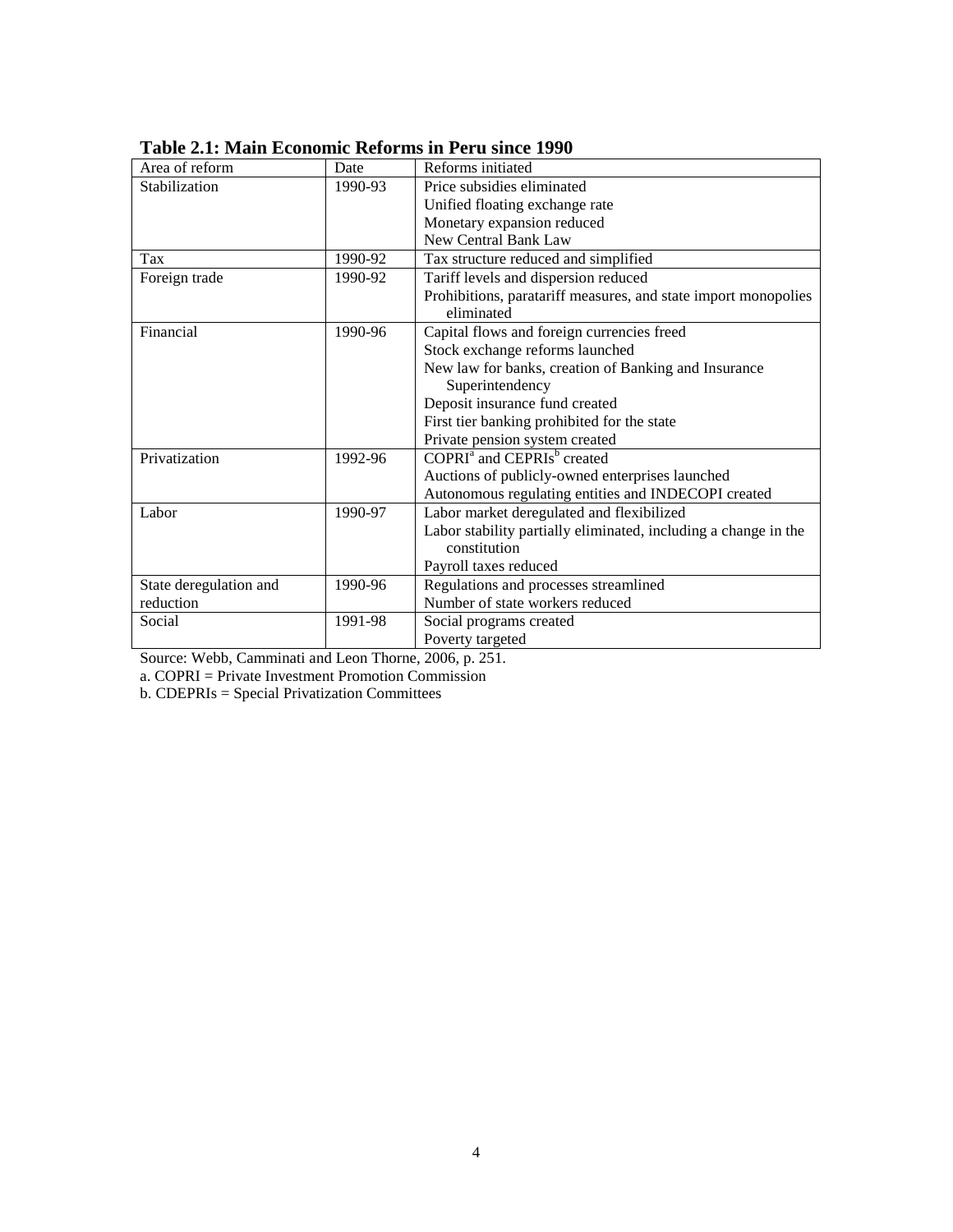**Table 2.1: Main Economic Reforms in Peru since 1990**

| Area of reform | Date | Reforms initiated |
| --- | --- | --- |
| Stabilization | 1990-93 | Price subsidies eliminated<br>Unified floating exchange rate<br>Monetary expansion reduced<br>New Central Bank Law |
| Tax | 1990-92 | Tax structure reduced and simplified |
| Foreign trade | 1990-92 | Tariff levels and dispersion reduced<br>Prohibitions, paratariff measures, and state import monopolies eliminated |
| Financial | 1990-96 | Capital flows and foreign currencies freed<br>Stock exchange reforms launched<br>New law for banks, creation of Banking and Insurance Superintendency<br>Deposit insurance fund created<br>First tier banking prohibited for the state<br>Private pension system created |
| Privatization | 1992-96 | COPRI[a] and CEPRIs[b] created<br>Auctions of publicly-owned enterprises launched<br>Autonomous regulating entities and INDECOPI created |
| Labor | 1990-97 | Labor market deregulated and flexibilized<br>Labor stability partially eliminated, including a change in the constitution<br>Payroll taxes reduced |
| State deregulation and reduction | 1990-96 | Regulations and processes streamlined<br>Number of state workers reduced |
| Social | 1991-98 | Social programs created<br>Poverty targeted |

Source: Webb, Camminati and Leon Thorne, 2006, p. 251.

a. COPRI = Private Investment Promotion Commission

b. CDEPRIs = Special Privatization Committees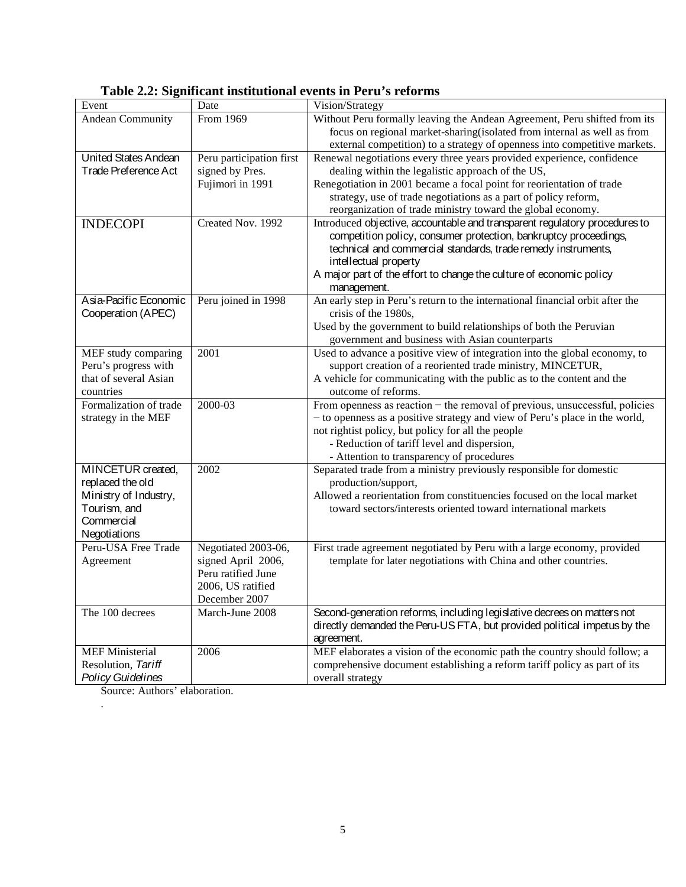**Table 2.2: Significant institutional events in Peru's reforms**

| Event | Date | Vision/Strategy |
| --- | --- | --- |
| Andean Community | From 1969 | Without Peru formally leaving the Andean Agreement, Peru shifted from its focus on regional market-sharing(isolated from internal as well as from external competition) to a strategy of openness into competitive markets. |
| United States Andean Trade Preference Act | Peru participation first signed by Pres. Fujimori in 1991 | Renewal negotiations every three years provided experience, confidence dealing within the legalistic approach of the US,<br>Renegotiation in 2001 became a focal point for reorientation of trade strategy, use of trade negotiations as a part of policy reform, reorganization of trade ministry toward the global economy. |
| INDECOPI | Created Nov. 1992 | Introduced objective, accountable and transparent regulatory procedures to competition policy, consumer protection, bankruptcy proceedings, technical and commercial standards, trade remedy instruments, intellectual property<br>A major part of the effort to change the culture of economic policy management. |
| Asia-Pacific Economic Cooperation (APEC) | Peru joined in 1998 | An early step in Peru's return to the international financial orbit after the crisis of the 1980s,<br>Used by the government to build relationships of both the Peruvian government and business with Asian counterparts |
| MEF study comparing Peru's progress with that of several Asian countries | 2001 | Used to advance a positive view of integration into the global economy, to support creation of a reoriented trade ministry, MINCETUR,<br>A vehicle for communicating with the public as to the content and the outcome of reforms. |
| Formalization of trade strategy in the MEF | 2000-03 | From openness as reaction − the removal of previous, unsuccessful, policies − to openness as a positive strategy and view of Peru's place in the world,<br>not rightist policy, but policy for all the people<br>- Reduction of tariff level and dispersion,<br>- Attention to transparency of procedures |
| MINCETUR created, replaced the old Ministry of Industry, Tourism, and Commercial Negotiations | 2002 | Separated trade from a ministry previously responsible for domestic production/support,<br>Allowed a reorientation from constituencies focused on the local market toward sectors/interests oriented toward international markets |
| Peru-USA Free Trade Agreement | Negotiated 2003-06, signed April 2006, Peru ratified June 2006, US ratified December 2007 | First trade agreement negotiated by Peru with a large economy, provided template for later negotiations with China and other countries. |
| The 100 decrees | March-June 2008 | Second-generation reforms, including legislative decrees on matters not directly demanded the Peru-US FTA, but provided political impetus by the agreement. |
| MEF Ministerial Resolution, *Tariff Policy Guidelines* | 2006 | MEF elaborates a vision of the economic path the country should follow; a comprehensive document establishing a reform tariff policy as part of its overall strategy |

Source: Authors' elaboration.

.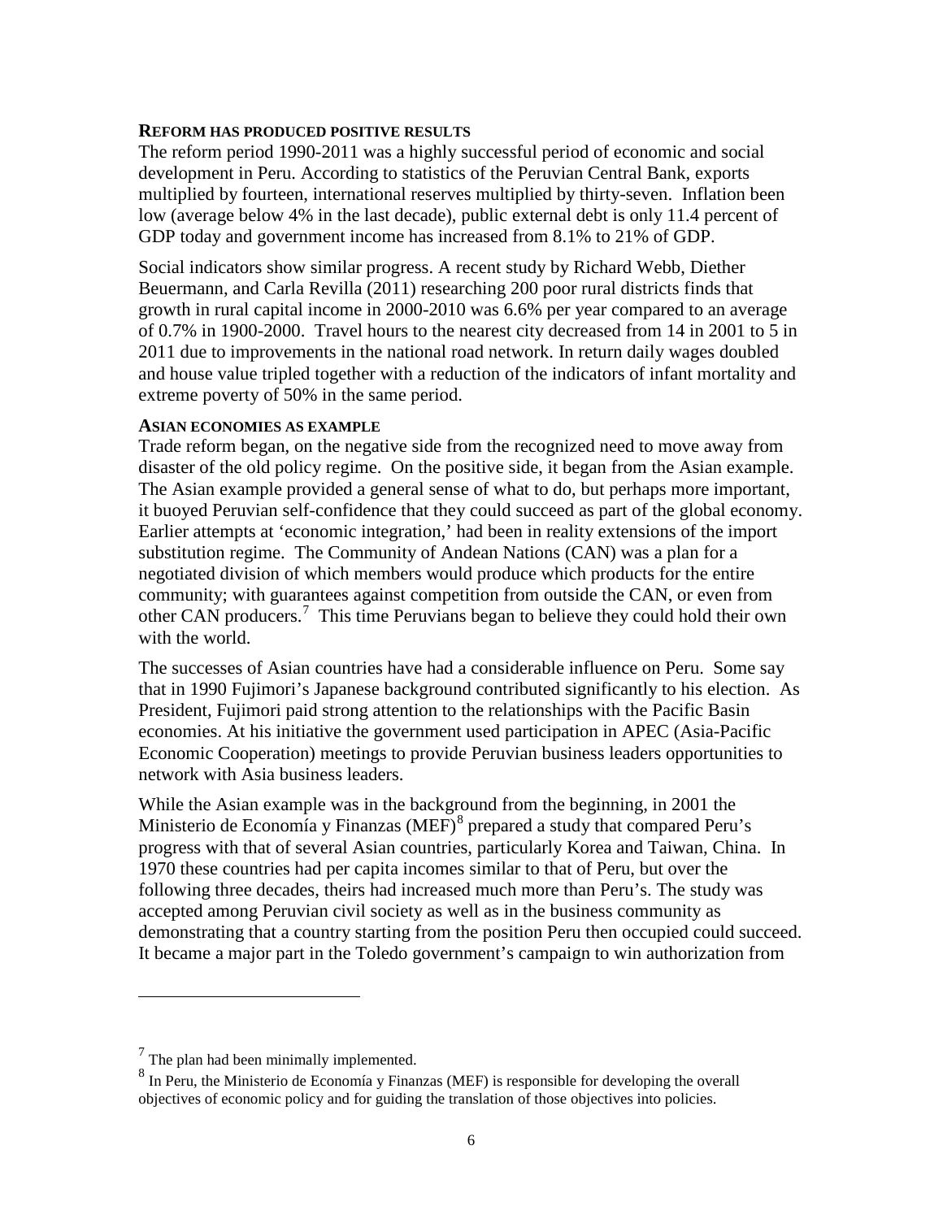### REFORM HAS PRODUCED POSITIVE RESULTS

The reform period 1990-2011 was a highly successful period of economic and social development in Peru. According to statistics of the Peruvian Central Bank, exports multiplied by fourteen, international reserves multiplied by thirty-seven. Inflation been low (average below 4% in the last decade), public external debt is only 11.4 percent of GDP today and government income has increased from 8.1% to 21% of GDP.

Social indicators show similar progress. A recent study by Richard Webb, Diether Beuermann, and Carla Revilla (2011) researching 200 poor rural districts finds that growth in rural capital income in 2000-2010 was 6.6% per year compared to an average of 0.7% in 1900-2000. Travel hours to the nearest city decreased from 14 in 2001 to 5 in 2011 due to improvements in the national road network. In return daily wages doubled and house value tripled together with a reduction of the indicators of infant mortality and extreme poverty of 50% in the same period.

### ASIAN ECONOMIES AS EXAMPLE

Trade reform began, on the negative side from the recognized need to move away from disaster of the old policy regime. On the positive side, it began from the Asian example. The Asian example provided a general sense of what to do, but perhaps more important, it buoyed Peruvian self-confidence that they could succeed as part of the global economy. Earlier attempts at 'economic integration,' had been in reality extensions of the import substitution regime. The Community of Andean Nations (CAN) was a plan for a negotiated division of which members would produce which products for the entire community; with guarantees against competition from outside the CAN, or even from other CAN producers.[7] This time Peruvians began to believe they could hold their own with the world.

The successes of Asian countries have had a considerable influence on Peru. Some say that in 1990 Fujimori's Japanese background contributed significantly to his election. As President, Fujimori paid strong attention to the relationships with the Pacific Basin economies. At his initiative the government used participation in APEC (Asia-Pacific Economic Cooperation) meetings to provide Peruvian business leaders opportunities to network with Asia business leaders.

While the Asian example was in the background from the beginning, in 2001 the Ministerio de Economía y Finanzas (MEF)[8] prepared a study that compared Peru's progress with that of several Asian countries, particularly Korea and Taiwan, China. In 1970 these countries had per capita incomes similar to that of Peru, but over the following three decades, theirs had increased much more than Peru's. The study was accepted among Peruvian civil society as well as in the business community as demonstrating that a country starting from the position Peru then occupied could succeed. It became a major part in the Toledo government's campaign to win authorization from

---

[7] The plan had been minimally implemented.

[8] In Peru, the Ministerio de Economía y Finanzas (MEF) is responsible for developing the overall objectives of economic policy and for guiding the translation of those objectives into policies.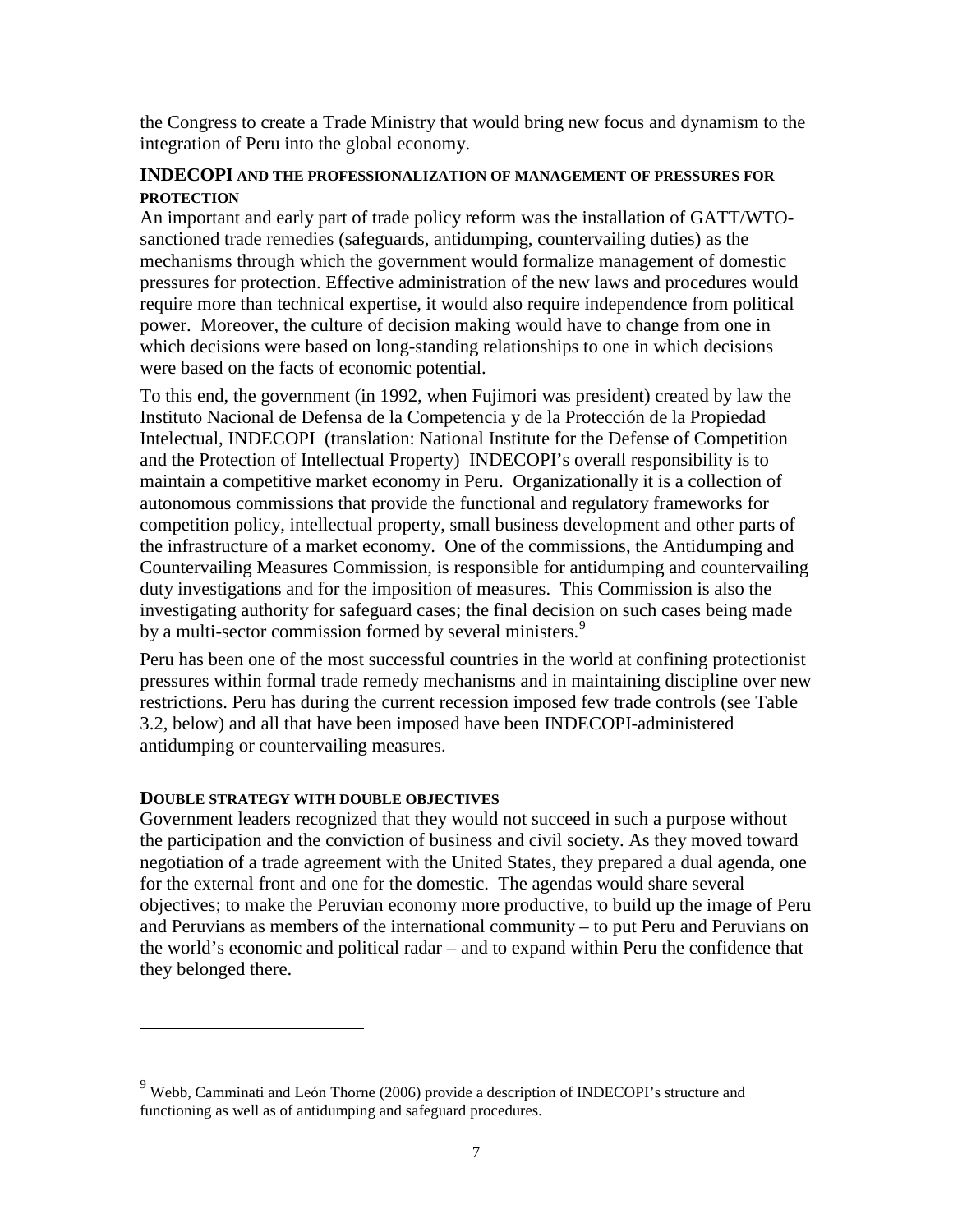the Congress to create a Trade Ministry that would bring new focus and dynamism to the integration of Peru into the global economy.

### INDECOPI AND THE PROFESSIONALIZATION OF MANAGEMENT OF PRESSURES FOR PROTECTION

An important and early part of trade policy reform was the installation of GATT/WTO-sanctioned trade remedies (safeguards, antidumping, countervailing duties) as the mechanisms through which the government would formalize management of domestic pressures for protection. Effective administration of the new laws and procedures would require more than technical expertise, it would also require independence from political power. Moreover, the culture of decision making would have to change from one in which decisions were based on long-standing relationships to one in which decisions were based on the facts of economic potential.

To this end, the government (in 1992, when Fujimori was president) created by law the Instituto Nacional de Defensa de la Competencia y de la Protección de la Propiedad Intelectual, INDECOPI (translation: National Institute for the Defense of Competition and the Protection of Intellectual Property) INDECOPI's overall responsibility is to maintain a competitive market economy in Peru. Organizationally it is a collection of autonomous commissions that provide the functional and regulatory frameworks for competition policy, intellectual property, small business development and other parts of the infrastructure of a market economy. One of the commissions, the Antidumping and Countervailing Measures Commission, is responsible for antidumping and countervailing duty investigations and for the imposition of measures. This Commission is also the investigating authority for safeguard cases; the final decision on such cases being made by a multi-sector commission formed by several ministers.[9]

Peru has been one of the most successful countries in the world at confining protectionist pressures within formal trade remedy mechanisms and in maintaining discipline over new restrictions. Peru has during the current recession imposed few trade controls (see Table 3.2, below) and all that have been imposed have been INDECOPI-administered antidumping or countervailing measures.

### DOUBLE STRATEGY WITH DOUBLE OBJECTIVES

Government leaders recognized that they would not succeed in such a purpose without the participation and the conviction of business and civil society. As they moved toward negotiation of a trade agreement with the United States, they prepared a dual agenda, one for the external front and one for the domestic. The agendas would share several objectives; to make the Peruvian economy more productive, to build up the image of Peru and Peruvians as members of the international community – to put Peru and Peruvians on the world's economic and political radar – and to expand within Peru the confidence that they belonged there.

---

[9] Webb, Camminati and León Thorne (2006) provide a description of INDECOPI's structure and functioning as well as of antidumping and safeguard procedures.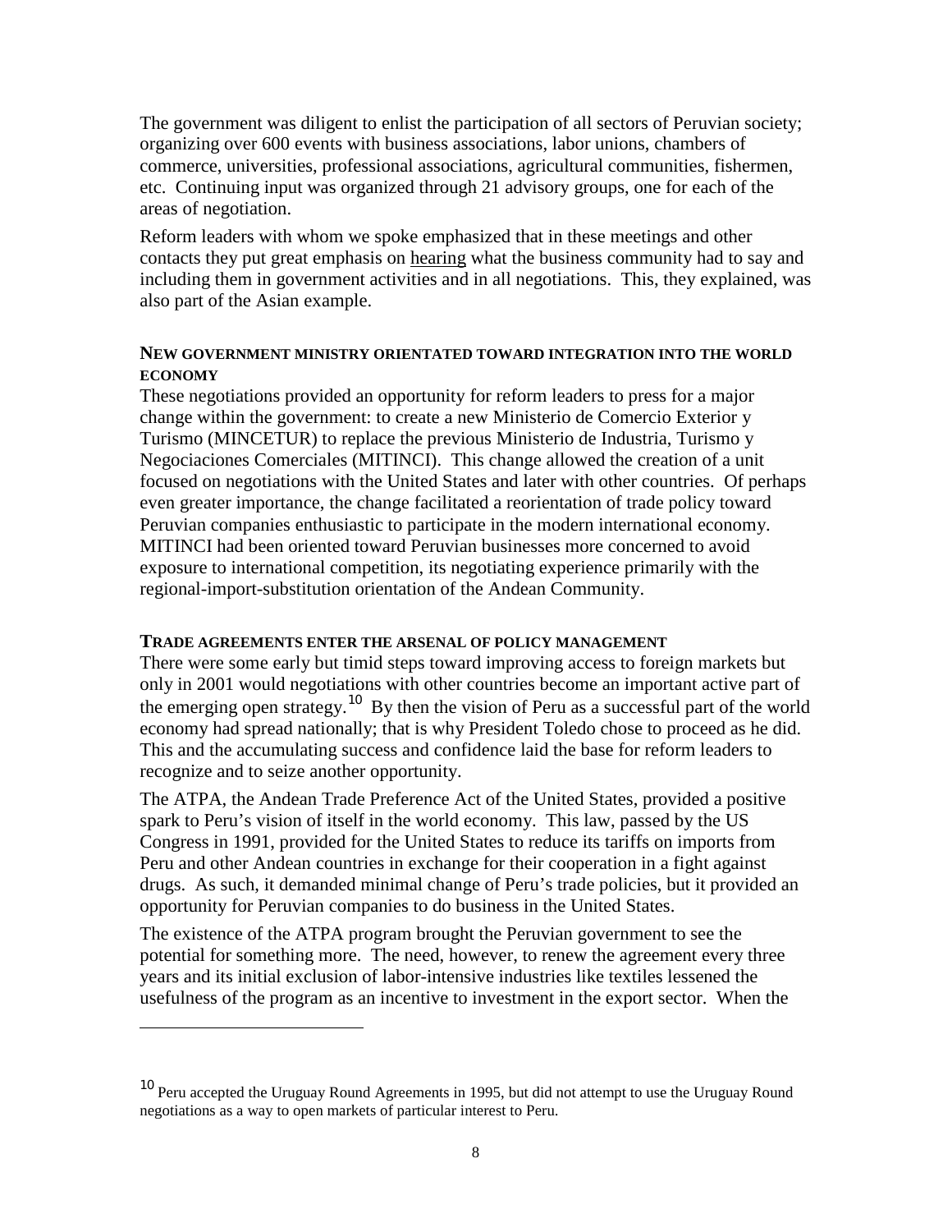The government was diligent to enlist the participation of all sectors of Peruvian society; organizing over 600 events with business associations, labor unions, chambers of commerce, universities, professional associations, agricultural communities, fishermen, etc. Continuing input was organized through 21 advisory groups, one for each of the areas of negotiation.

Reform leaders with whom we spoke emphasized that in these meetings and other contacts they put great emphasis on hearing what the business community had to say and including them in government activities and in all negotiations. This, they explained, was also part of the Asian example.

### NEW GOVERNMENT MINISTRY ORIENTATED TOWARD INTEGRATION INTO THE WORLD ECONOMY

These negotiations provided an opportunity for reform leaders to press for a major change within the government: to create a new Ministerio de Comercio Exterior y Turismo (MINCETUR) to replace the previous Ministerio de Industria, Turismo y Negociaciones Comerciales (MITINCI). This change allowed the creation of a unit focused on negotiations with the United States and later with other countries. Of perhaps even greater importance, the change facilitated a reorientation of trade policy toward Peruvian companies enthusiastic to participate in the modern international economy. MITINCI had been oriented toward Peruvian businesses more concerned to avoid exposure to international competition, its negotiating experience primarily with the regional-import-substitution orientation of the Andean Community.

### TRADE AGREEMENTS ENTER THE ARSENAL OF POLICY MANAGEMENT

There were some early but timid steps toward improving access to foreign markets but only in 2001 would negotiations with other countries become an important active part of the emerging open strategy.[10] By then the vision of Peru as a successful part of the world economy had spread nationally; that is why President Toledo chose to proceed as he did. This and the accumulating success and confidence laid the base for reform leaders to recognize and to seize another opportunity.

The ATPA, the Andean Trade Preference Act of the United States, provided a positive spark to Peru's vision of itself in the world economy. This law, passed by the US Congress in 1991, provided for the United States to reduce its tariffs on imports from Peru and other Andean countries in exchange for their cooperation in a fight against drugs. As such, it demanded minimal change of Peru's trade policies, but it provided an opportunity for Peruvian companies to do business in the United States.

The existence of the ATPA program brought the Peruvian government to see the potential for something more. The need, however, to renew the agreement every three years and its initial exclusion of labor-intensive industries like textiles lessened the usefulness of the program as an incentive to investment in the export sector. When the

---

[10] Peru accepted the Uruguay Round Agreements in 1995, but did not attempt to use the Uruguay Round negotiations as a way to open markets of particular interest to Peru.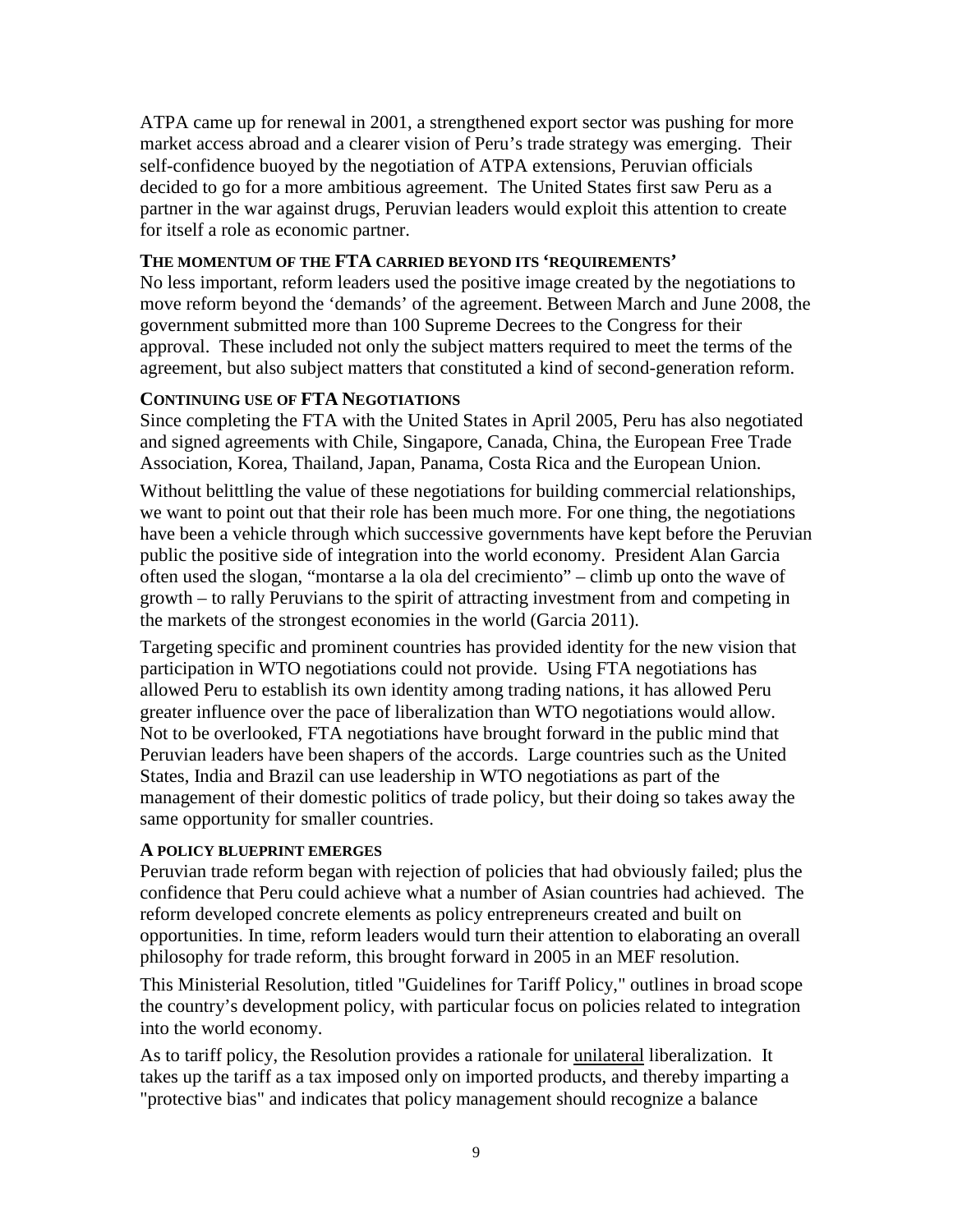ATPA came up for renewal in 2001, a strengthened export sector was pushing for more market access abroad and a clearer vision of Peru's trade strategy was emerging. Their self-confidence buoyed by the negotiation of ATPA extensions, Peruvian officials decided to go for a more ambitious agreement. The United States first saw Peru as a partner in the war against drugs, Peruvian leaders would exploit this attention to create for itself a role as economic partner.

### THE MOMENTUM OF THE FTA CARRIED BEYOND ITS 'REQUIREMENTS'

No less important, reform leaders used the positive image created by the negotiations to move reform beyond the 'demands' of the agreement. Between March and June 2008, the government submitted more than 100 Supreme Decrees to the Congress for their approval. These included not only the subject matters required to meet the terms of the agreement, but also subject matters that constituted a kind of second-generation reform.

### CONTINUING USE OF FTA NEGOTIATIONS

Since completing the FTA with the United States in April 2005, Peru has also negotiated and signed agreements with Chile, Singapore, Canada, China, the European Free Trade Association, Korea, Thailand, Japan, Panama, Costa Rica and the European Union.

Without belittling the value of these negotiations for building commercial relationships, we want to point out that their role has been much more. For one thing, the negotiations have been a vehicle through which successive governments have kept before the Peruvian public the positive side of integration into the world economy. President Alan Garcia often used the slogan, "montarse a la ola del crecimiento" – climb up onto the wave of growth – to rally Peruvians to the spirit of attracting investment from and competing in the markets of the strongest economies in the world (Garcia 2011).

Targeting specific and prominent countries has provided identity for the new vision that participation in WTO negotiations could not provide. Using FTA negotiations has allowed Peru to establish its own identity among trading nations, it has allowed Peru greater influence over the pace of liberalization than WTO negotiations would allow. Not to be overlooked, FTA negotiations have brought forward in the public mind that Peruvian leaders have been shapers of the accords. Large countries such as the United States, India and Brazil can use leadership in WTO negotiations as part of the management of their domestic politics of trade policy, but their doing so takes away the same opportunity for smaller countries.

### A POLICY BLUEPRINT EMERGES

Peruvian trade reform began with rejection of policies that had obviously failed; plus the confidence that Peru could achieve what a number of Asian countries had achieved. The reform developed concrete elements as policy entrepreneurs created and built on opportunities. In time, reform leaders would turn their attention to elaborating an overall philosophy for trade reform, this brought forward in 2005 in an MEF resolution.

This Ministerial Resolution, titled "Guidelines for Tariff Policy," outlines in broad scope the country's development policy, with particular focus on policies related to integration into the world economy.

As to tariff policy, the Resolution provides a rationale for <u>unilateral</u> liberalization. It takes up the tariff as a tax imposed only on imported products, and thereby imparting a "protective bias" and indicates that policy management should recognize a balance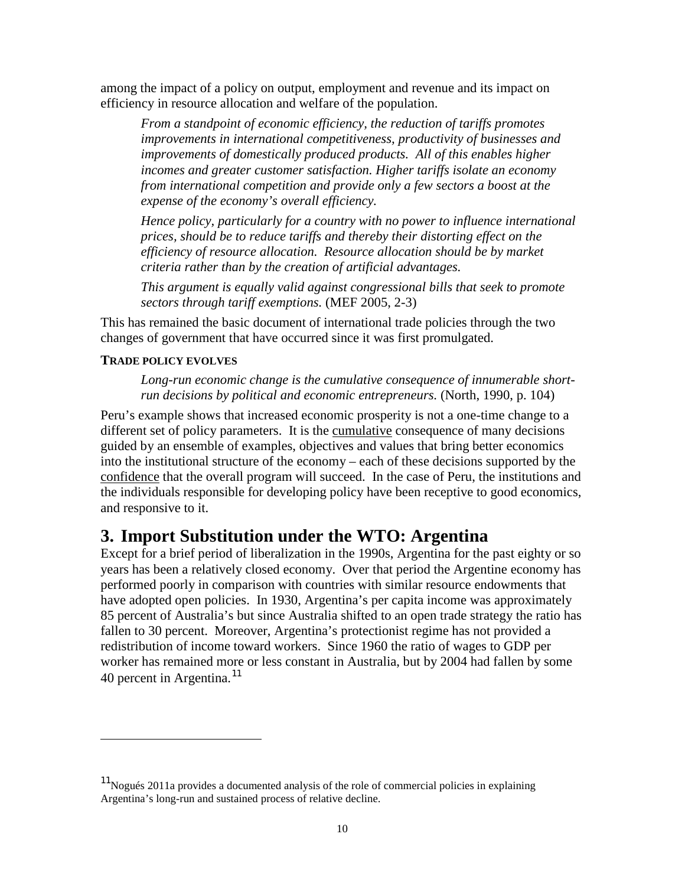among the impact of a policy on output, employment and revenue and its impact on efficiency in resource allocation and welfare of the population.

> *From a standpoint of economic efficiency, the reduction of tariffs promotes improvements in international competitiveness, productivity of businesses and improvements of domestically produced products. All of this enables higher incomes and greater customer satisfaction. Higher tariffs isolate an economy from international competition and provide only a few sectors a boost at the expense of the economy's overall efficiency.*
>
> *Hence policy, particularly for a country with no power to influence international prices, should be to reduce tariffs and thereby their distorting effect on the efficiency of resource allocation. Resource allocation should be by market criteria rather than by the creation of artificial advantages.*
>
> *This argument is equally valid against congressional bills that seek to promote sectors through tariff exemptions.* (MEF 2005, 2-3)

This has remained the basic document of international trade policies through the two changes of government that have occurred since it was first promulgated.

**TRADE POLICY EVOLVES**

> *Long-run economic change is the cumulative consequence of innumerable short-run decisions by political and economic entrepreneurs.* (North, 1990, p. 104)

Peru's example shows that increased economic prosperity is not a one-time change to a different set of policy parameters. It is the cumulative consequence of many decisions guided by an ensemble of examples, objectives and values that bring better economics into the institutional structure of the economy – each of these decisions supported by the confidence that the overall program will succeed. In the case of Peru, the institutions and the individuals responsible for developing policy have been receptive to good economics, and responsive to it.

## 3. Import Substitution under the WTO: Argentina

Except for a brief period of liberalization in the 1990s, Argentina for the past eighty or so years has been a relatively closed economy. Over that period the Argentine economy has performed poorly in comparison with countries with similar resource endowments that have adopted open policies. In 1930, Argentina's per capita income was approximately 85 percent of Australia's but since Australia shifted to an open trade strategy the ratio has fallen to 30 percent. Moreover, Argentina's protectionist regime has not provided a redistribution of income toward workers. Since 1960 the ratio of wages to GDP per worker has remained more or less constant in Australia, but by 2004 had fallen by some 40 percent in Argentina.[11]

---

[11] Nogués 2011a provides a documented analysis of the role of commercial policies in explaining Argentina's long-run and sustained process of relative decline.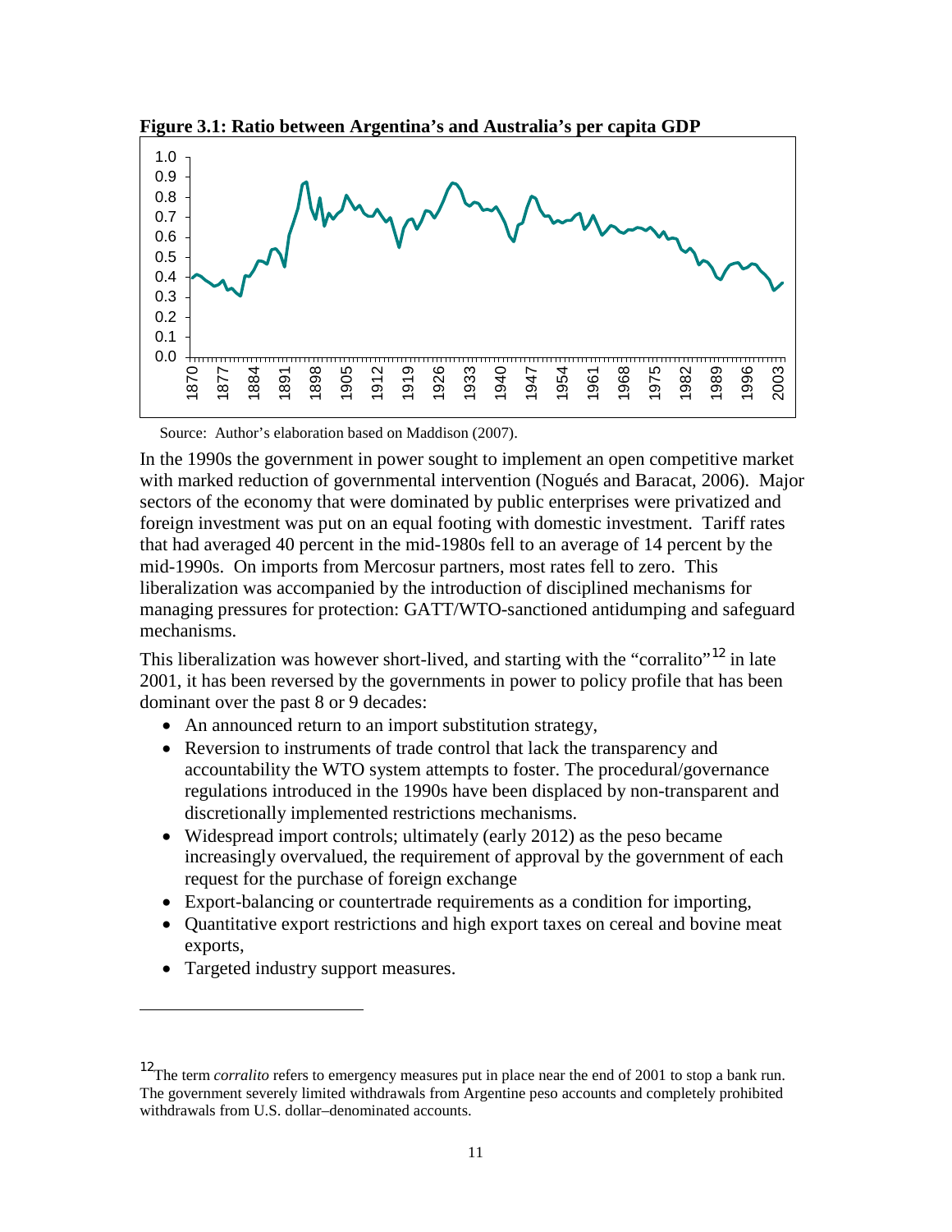**Figure 3.1: Ratio between Argentina's and Australia's per capita GDP**

Source: Author's elaboration based on Maddison (2007).

In the 1990s the government in power sought to implement an open competitive market with marked reduction of governmental intervention (Nogués and Baracat, 2006). Major sectors of the economy that were dominated by public enterprises were privatized and foreign investment was put on an equal footing with domestic investment. Tariff rates that had averaged 40 percent in the mid-1980s fell to an average of 14 percent by the mid-1990s. On imports from Mercosur partners, most rates fell to zero. This liberalization was accompanied by the introduction of disciplined mechanisms for managing pressures for protection: GATT/WTO-sanctioned antidumping and safeguard mechanisms.

This liberalization was however short-lived, and starting with the "corralito"[12] in late 2001, it has been reversed by the governments in power to policy profile that has been dominant over the past 8 or 9 decades:

- An announced return to an import substitution strategy,
- Reversion to instruments of trade control that lack the transparency and accountability the WTO system attempts to foster. The procedural/governance regulations introduced in the 1990s have been displaced by non-transparent and discretionally implemented restrictions mechanisms.
- Widespread import controls; ultimately (early 2012) as the peso became increasingly overvalued, the requirement of approval by the government of each request for the purchase of foreign exchange
- Export-balancing or countertrade requirements as a condition for importing,
- Quantitative export restrictions and high export taxes on cereal and bovine meat exports,
- Targeted industry support measures.

[12] The term *corralito* refers to emergency measures put in place near the end of 2001 to stop a bank run. The government severely limited withdrawals from Argentine peso accounts and completely prohibited withdrawals from U.S. dollar–denominated accounts.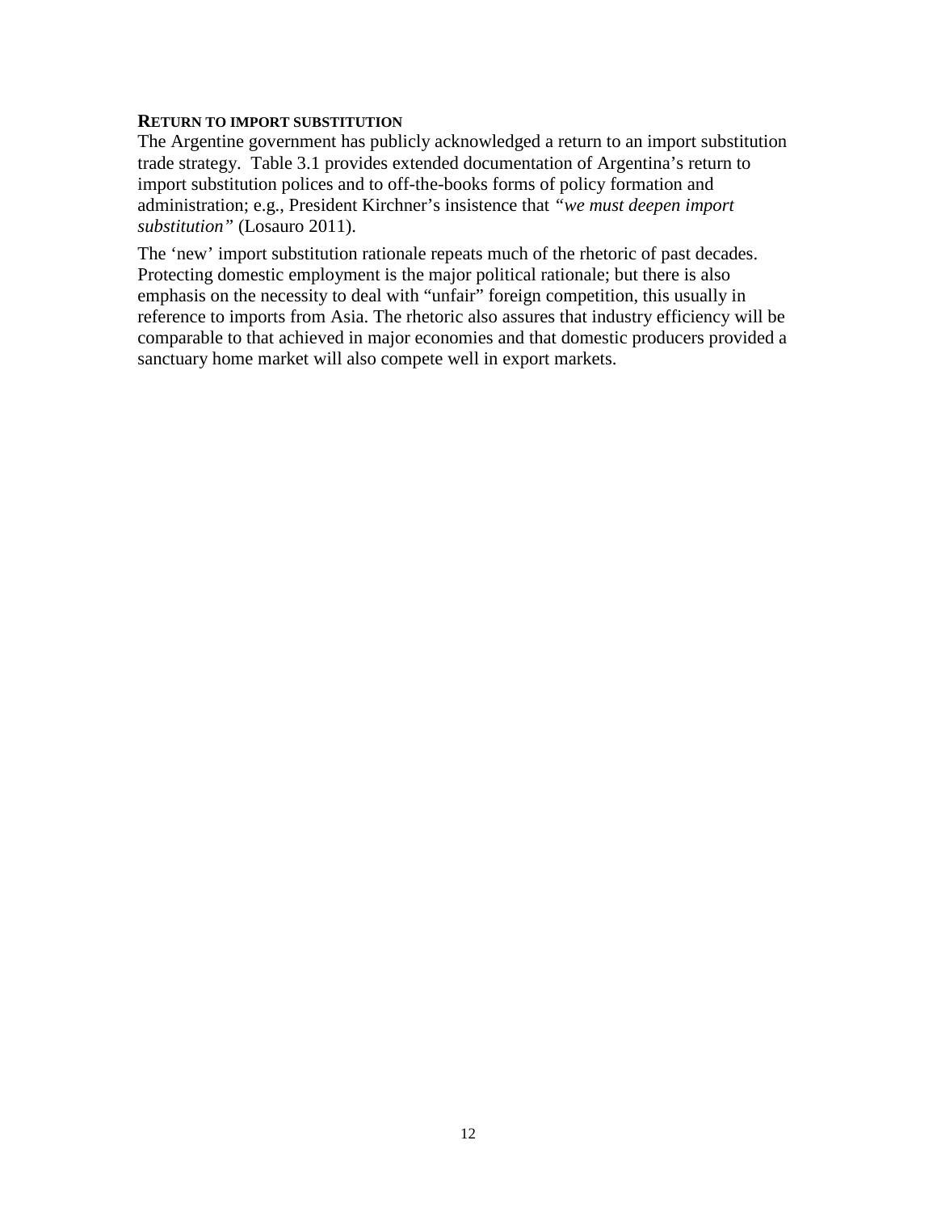**RETURN TO IMPORT SUBSTITUTION**

The Argentine government has publicly acknowledged a return to an import substitution trade strategy. Table 3.1 provides extended documentation of Argentina's return to import substitution polices and to off-the-books forms of policy formation and administration; e.g., President Kirchner's insistence that *"we must deepen import substitution"* (Losauro 2011).

The 'new' import substitution rationale repeats much of the rhetoric of past decades. Protecting domestic employment is the major political rationale; but there is also emphasis on the necessity to deal with "unfair" foreign competition, this usually in reference to imports from Asia. The rhetoric also assures that industry efficiency will be comparable to that achieved in major economies and that domestic producers provided a sanctuary home market will also compete well in export markets.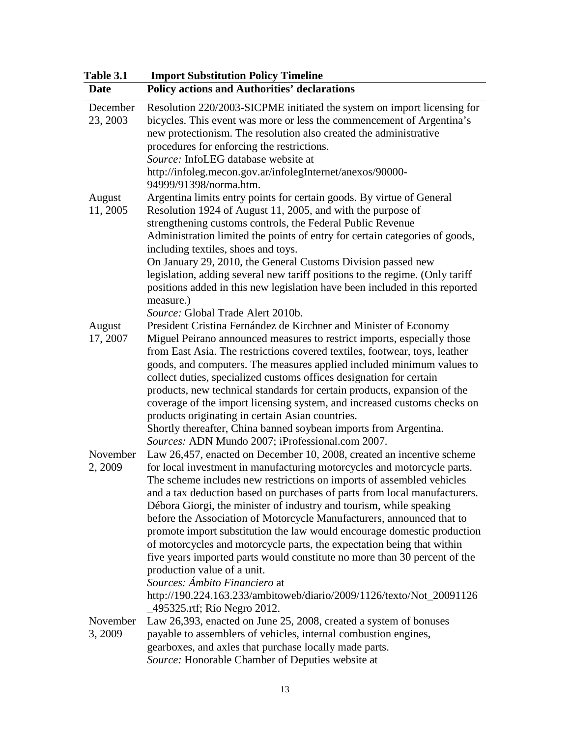**Table 3.1 Import Substitution Policy Timeline**

| Date | Policy actions and Authorities' declarations |
|---|---|
| December 23, 2003 | Resolution 220/2003-SICPME initiated the system on import licensing for bicycles. This event was more or less the commencement of Argentina's new protectionism. The resolution also created the administrative procedures for enforcing the restrictions. *Source:* InfoLEG database website at http://infoleg.mecon.gov.ar/infolegInternet/anexos/90000-94999/91398/norma.htm. |
| August 11, 2005 | Argentina limits entry points for certain goods. By virtue of General Resolution 1924 of August 11, 2005, and with the purpose of strengthening customs controls, the Federal Public Revenue Administration limited the points of entry for certain categories of goods, including textiles, shoes and toys. On January 29, 2010, the General Customs Division passed new legislation, adding several new tariff positions to the regime. (Only tariff positions added in this new legislation have been included in this reported measure.) *Source:* Global Trade Alert 2010b. |
| August 17, 2007 | President Cristina Fernández de Kirchner and Minister of Economy Miguel Peirano announced measures to restrict imports, especially those from East Asia. The restrictions covered textiles, footwear, toys, leather goods, and computers. The measures applied included minimum values to collect duties, specialized customs offices designation for certain products, new technical standards for certain products, expansion of the coverage of the import licensing system, and increased customs checks on products originating in certain Asian countries. Shortly thereafter, China banned soybean imports from Argentina. *Sources:* ADN Mundo 2007; iProfessional.com 2007. |
| November 2, 2009 | Law 26,457, enacted on December 10, 2008, created an incentive scheme for local investment in manufacturing motorcycles and motorcycle parts. The scheme includes new restrictions on imports of assembled vehicles and a tax deduction based on purchases of parts from local manufacturers. Débora Giorgi, the minister of industry and tourism, while speaking before the Association of Motorcycle Manufacturers, announced that to promote import substitution the law would encourage domestic production of motorcycles and motorcycle parts, the expectation being that within five years imported parts would constitute no more than 30 percent of the production value of a unit. *Sources: Ámbito Financiero* at http://190.224.163.233/ambitoweb/diario/2009/1126/texto/Not_20091126_495325.rtf; Río Negro 2012. |
| November 3, 2009 | Law 26,393, enacted on June 25, 2008, created a system of bonuses payable to assemblers of vehicles, internal combustion engines, gearboxes, and axles that purchase locally made parts. *Source:* Honorable Chamber of Deputies website at |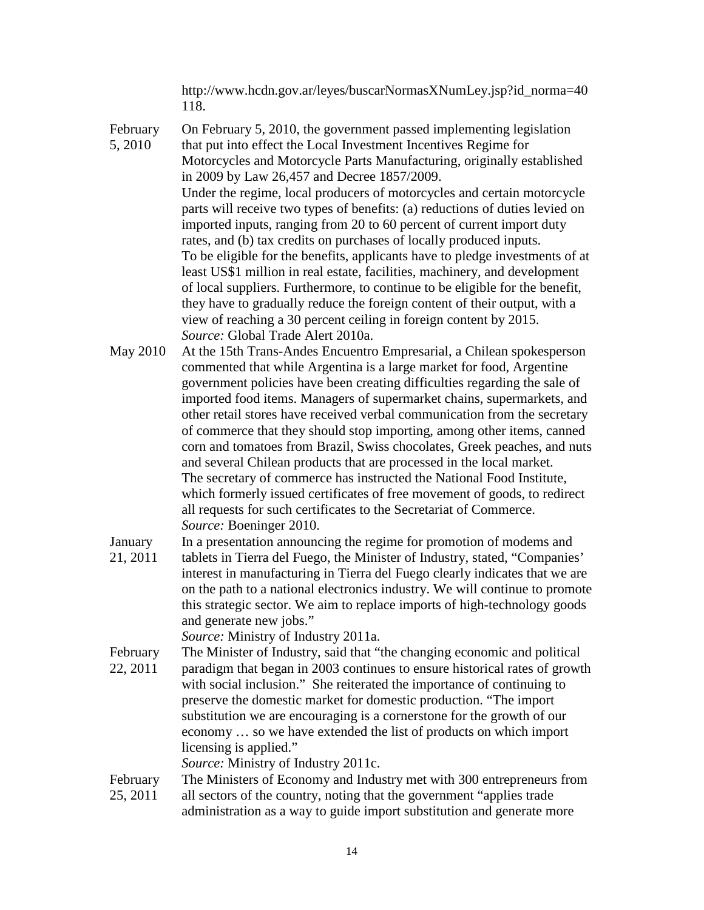http://www.hcdn.gov.ar/leyes/buscarNormasXNumLey.jsp?id_norma=40118.

| | |
|---|---|
| February 5, 2010 | On February 5, 2010, the government passed implementing legislation that put into effect the Local Investment Incentives Regime for Motorcycles and Motorcycle Parts Manufacturing, originally established in 2009 by Law 26,457 and Decree 1857/2009. Under the regime, local producers of motorcycles and certain motorcycle parts will receive two types of benefits: (a) reductions of duties levied on imported inputs, ranging from 20 to 60 percent of current import duty rates, and (b) tax credits on purchases of locally produced inputs. To be eligible for the benefits, applicants have to pledge investments of at least US$1 million in real estate, facilities, machinery, and development of local suppliers. Furthermore, to continue to be eligible for the benefit, they have to gradually reduce the foreign content of their output, with a view of reaching a 30 percent ceiling in foreign content by 2015. *Source:* Global Trade Alert 2010a. |
| May 2010 | At the 15th Trans-Andes Encuentro Empresarial, a Chilean spokesperson commented that while Argentina is a large market for food, Argentine government policies have been creating difficulties regarding the sale of imported food items. Managers of supermarket chains, supermarkets, and other retail stores have received verbal communication from the secretary of commerce that they should stop importing, among other items, canned corn and tomatoes from Brazil, Swiss chocolates, Greek peaches, and nuts and several Chilean products that are processed in the local market. The secretary of commerce has instructed the National Food Institute, which formerly issued certificates of free movement of goods, to redirect all requests for such certificates to the Secretariat of Commerce. *Source:* Boeninger 2010. |
| January 21, 2011 | In a presentation announcing the regime for promotion of modems and tablets in Tierra del Fuego, the Minister of Industry, stated, "Companies' interest in manufacturing in Tierra del Fuego clearly indicates that we are on the path to a national electronics industry. We will continue to promote this strategic sector. We aim to replace imports of high-technology goods and generate new jobs." *Source:* Ministry of Industry 2011a. |
| February 22, 2011 | The Minister of Industry, said that "the changing economic and political paradigm that began in 2003 continues to ensure historical rates of growth with social inclusion." She reiterated the importance of continuing to preserve the domestic market for domestic production. "The import substitution we are encouraging is a cornerstone for the growth of our economy … so we have extended the list of products on which import licensing is applied." *Source:* Ministry of Industry 2011c. |
| February 25, 2011 | The Ministers of Economy and Industry met with 300 entrepreneurs from all sectors of the country, noting that the government "applies trade administration as a way to guide import substitution and generate more |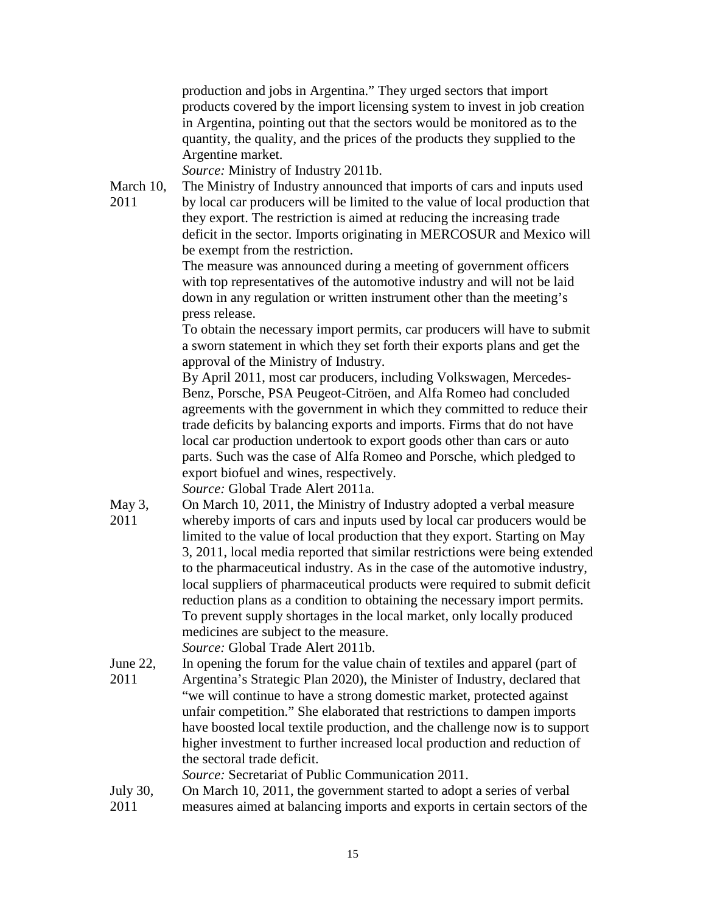| | |
|---|---|
| | production and jobs in Argentina." They urged sectors that import products covered by the import licensing system to invest in job creation in Argentina, pointing out that the sectors would be monitored as to the quantity, the quality, and the prices of the products they supplied to the Argentine market.<br>*Source:* Ministry of Industry 2011b. |
| March 10, 2011 | The Ministry of Industry announced that imports of cars and inputs used by local car producers will be limited to the value of local production that they export. The restriction is aimed at reducing the increasing trade deficit in the sector. Imports originating in MERCOSUR and Mexico will be exempt from the restriction.<br>The measure was announced during a meeting of government officers with top representatives of the automotive industry and will not be laid down in any regulation or written instrument other than the meeting's press release.<br>To obtain the necessary import permits, car producers will have to submit a sworn statement in which they set forth their exports plans and get the approval of the Ministry of Industry.<br>By April 2011, most car producers, including Volkswagen, Mercedes-Benz, Porsche, PSA Peugeot-Citröen, and Alfa Romeo had concluded agreements with the government in which they committed to reduce their trade deficits by balancing exports and imports. Firms that do not have local car production undertook to export goods other than cars or auto parts. Such was the case of Alfa Romeo and Porsche, which pledged to export biofuel and wines, respectively.<br>*Source:* Global Trade Alert 2011a. |
| May 3, 2011 | On March 10, 2011, the Ministry of Industry adopted a verbal measure whereby imports of cars and inputs used by local car producers would be limited to the value of local production that they export. Starting on May 3, 2011, local media reported that similar restrictions were being extended to the pharmaceutical industry. As in the case of the automotive industry, local suppliers of pharmaceutical products were required to submit deficit reduction plans as a condition to obtaining the necessary import permits. To prevent supply shortages in the local market, only locally produced medicines are subject to the measure.<br>*Source:* Global Trade Alert 2011b. |
| June 22, 2011 | In opening the forum for the value chain of textiles and apparel (part of Argentina's Strategic Plan 2020), the Minister of Industry, declared that "we will continue to have a strong domestic market, protected against unfair competition." She elaborated that restrictions to dampen imports have boosted local textile production, and the challenge now is to support higher investment to further increased local production and reduction of the sectoral trade deficit.<br>*Source:* Secretariat of Public Communication 2011. |
| July 30, 2011 | On March 10, 2011, the government started to adopt a series of verbal measures aimed at balancing imports and exports in certain sectors of the |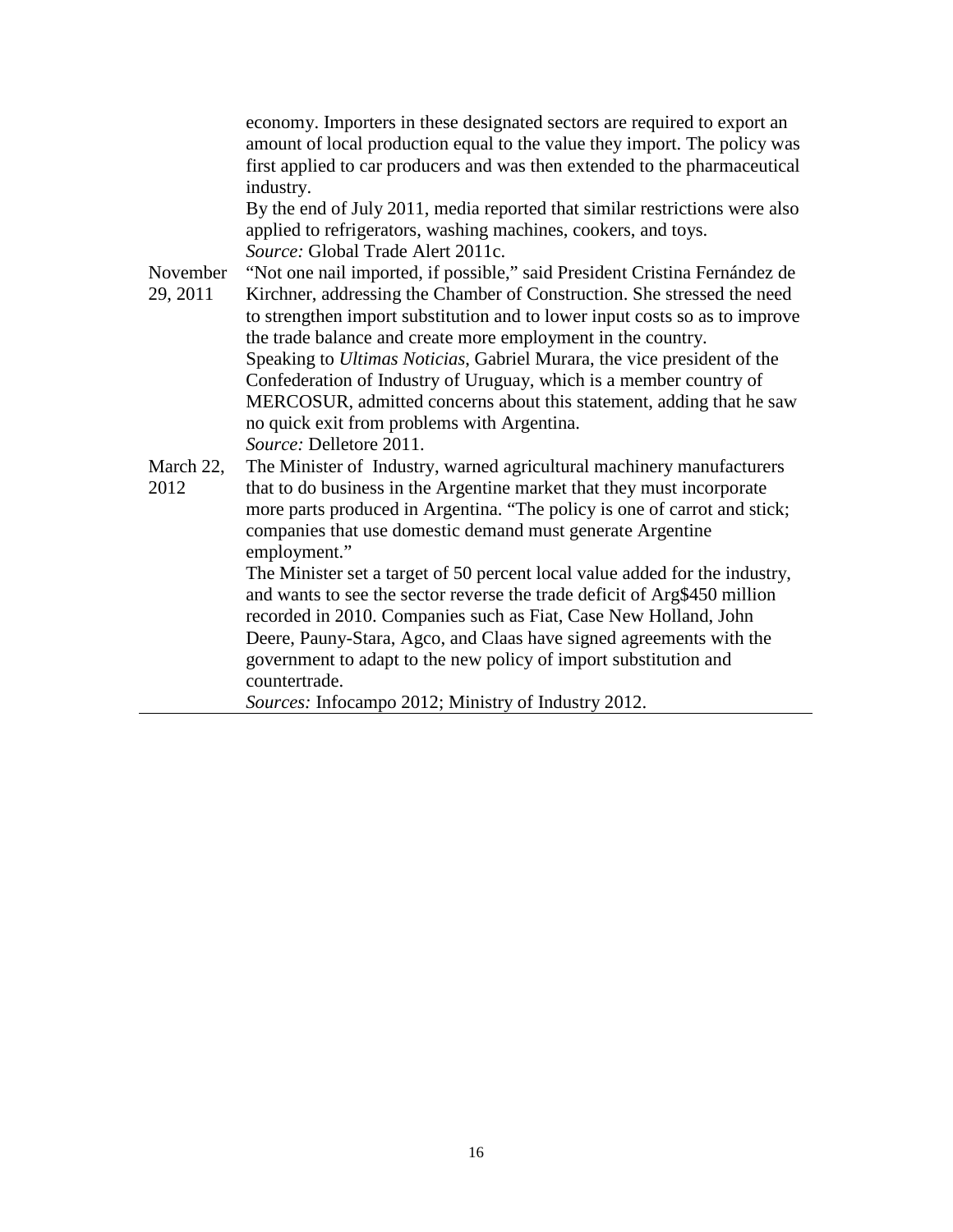| | |
|---|---|
| | economy. Importers in these designated sectors are required to export an amount of local production equal to the value they import. The policy was first applied to car producers and was then extended to the pharmaceutical industry.<br>By the end of July 2011, media reported that similar restrictions were also applied to refrigerators, washing machines, cookers, and toys.<br>*Source:* Global Trade Alert 2011c. |
| November 29, 2011 | "Not one nail imported, if possible," said President Cristina Fernández de Kirchner, addressing the Chamber of Construction. She stressed the need to strengthen import substitution and to lower input costs so as to improve the trade balance and create more employment in the country.<br>Speaking to *Ultimas Noticias*, Gabriel Murara, the vice president of the Confederation of Industry of Uruguay, which is a member country of MERCOSUR, admitted concerns about this statement, adding that he saw no quick exit from problems with Argentina.<br>*Source:* Delletore 2011. |
| March 22, 2012 | The Minister of Industry, warned agricultural machinery manufacturers that to do business in the Argentine market that they must incorporate more parts produced in Argentina. "The policy is one of carrot and stick; companies that use domestic demand must generate Argentine employment."<br>The Minister set a target of 50 percent local value added for the industry, and wants to see the sector reverse the trade deficit of Arg$450 million recorded in 2010. Companies such as Fiat, Case New Holland, John Deere, Pauny-Stara, Agco, and Claas have signed agreements with the government to adapt to the new policy of import substitution and countertrade.<br>*Sources:* Infocampo 2012; Ministry of Industry 2012. |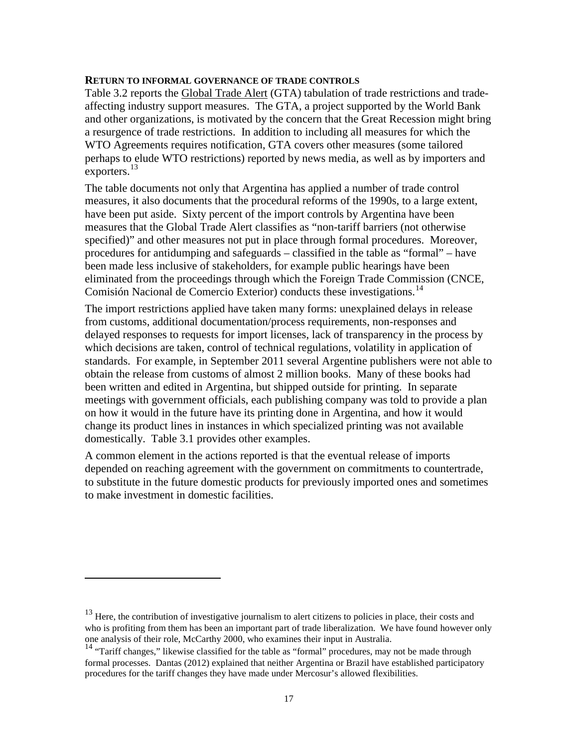## RETURN TO INFORMAL GOVERNANCE OF TRADE CONTROLS

Table 3.2 reports the Global Trade Alert (GTA) tabulation of trade restrictions and trade-affecting industry support measures. The GTA, a project supported by the World Bank and other organizations, is motivated by the concern that the Great Recession might bring a resurgence of trade restrictions. In addition to including all measures for which the WTO Agreements requires notification, GTA covers other measures (some tailored perhaps to elude WTO restrictions) reported by news media, as well as by importers and exporters.[13]

The table documents not only that Argentina has applied a number of trade control measures, it also documents that the procedural reforms of the 1990s, to a large extent, have been put aside. Sixty percent of the import controls by Argentina have been measures that the Global Trade Alert classifies as "non-tariff barriers (not otherwise specified)" and other measures not put in place through formal procedures. Moreover, procedures for antidumping and safeguards – classified in the table as "formal" – have been made less inclusive of stakeholders, for example public hearings have been eliminated from the proceedings through which the Foreign Trade Commission (CNCE, Comisión Nacional de Comercio Exterior) conducts these investigations.[14]

The import restrictions applied have taken many forms: unexplained delays in release from customs, additional documentation/process requirements, non-responses and delayed responses to requests for import licenses, lack of transparency in the process by which decisions are taken, control of technical regulations, volatility in application of standards. For example, in September 2011 several Argentine publishers were not able to obtain the release from customs of almost 2 million books. Many of these books had been written and edited in Argentina, but shipped outside for printing. In separate meetings with government officials, each publishing company was told to provide a plan on how it would in the future have its printing done in Argentina, and how it would change its product lines in instances in which specialized printing was not available domestically. Table 3.1 provides other examples.

A common element in the actions reported is that the eventual release of imports depended on reaching agreement with the government on commitments to countertrade, to substitute in the future domestic products for previously imported ones and sometimes to make investment in domestic facilities.

---

[13] Here, the contribution of investigative journalism to alert citizens to policies in place, their costs and who is profiting from them has been an important part of trade liberalization. We have found however only one analysis of their role, McCarthy 2000, who examines their input in Australia.

[14] "Tariff changes," likewise classified for the table as "formal" procedures, may not be made through formal processes. Dantas (2012) explained that neither Argentina or Brazil have established participatory procedures for the tariff changes they have made under Mercosur's allowed flexibilities.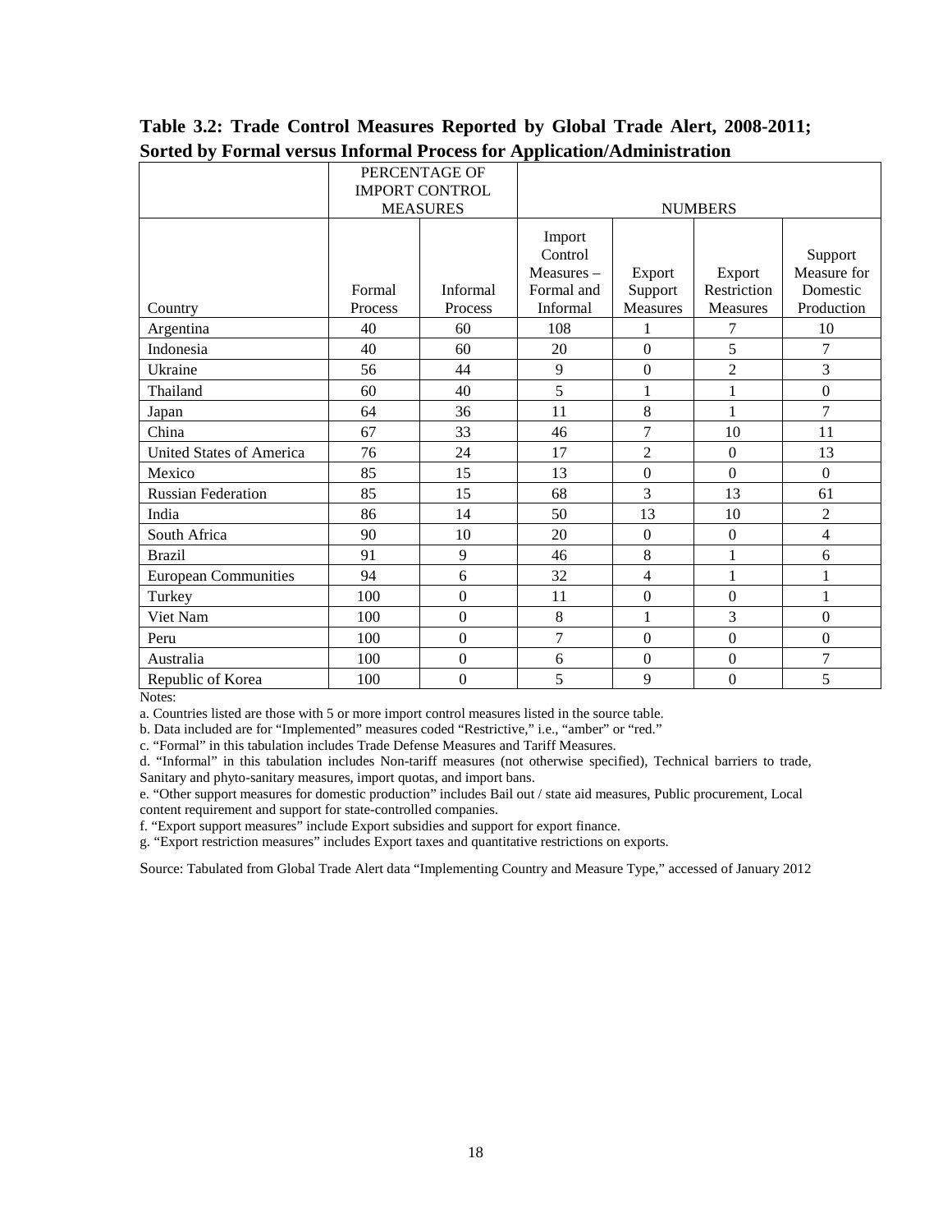**Table 3.2: Trade Control Measures Reported by Global Trade Alert, 2008-2011; Sorted by Formal versus Informal Process for Application/Administration**

| | PERCENTAGE OF IMPORT CONTROL MEASURES | | NUMBERS | | | |
|---|---|---|---|---|---|---|
| Country | Formal Process | Informal Process | Import Control Measures – Formal and Informal | Export Support Measures | Export Restriction Measures | Support Measure for Domestic Production |
| Argentina | 40 | 60 | 108 | 1 | 7 | 10 |
| Indonesia | 40 | 60 | 20 | 0 | 5 | 7 |
| Ukraine | 56 | 44 | 9 | 0 | 2 | 3 |
| Thailand | 60 | 40 | 5 | 1 | 1 | 0 |
| Japan | 64 | 36 | 11 | 8 | 1 | 7 |
| China | 67 | 33 | 46 | 7 | 10 | 11 |
| United States of America | 76 | 24 | 17 | 2 | 0 | 13 |
| Mexico | 85 | 15 | 13 | 0 | 0 | 0 |
| Russian Federation | 85 | 15 | 68 | 3 | 13 | 61 |
| India | 86 | 14 | 50 | 13 | 10 | 2 |
| South Africa | 90 | 10 | 20 | 0 | 0 | 4 |
| Brazil | 91 | 9 | 46 | 8 | 1 | 6 |
| European Communities | 94 | 6 | 32 | 4 | 1 | 1 |
| Turkey | 100 | 0 | 11 | 0 | 0 | 1 |
| Viet Nam | 100 | 0 | 8 | 1 | 3 | 0 |
| Peru | 100 | 0 | 7 | 0 | 0 | 0 |
| Australia | 100 | 0 | 6 | 0 | 0 | 7 |
| Republic of Korea | 100 | 0 | 5 | 9 | 0 | 5 |

Notes:

a. Countries listed are those with 5 or more import control measures listed in the source table.

b. Data included are for "Implemented" measures coded "Restrictive," i.e., "amber" or "red."

c. "Formal" in this tabulation includes Trade Defense Measures and Tariff Measures.

d. "Informal" in this tabulation includes Non-tariff measures (not otherwise specified), Technical barriers to trade, Sanitary and phyto-sanitary measures, import quotas, and import bans.

e. "Other support measures for domestic production" includes Bail out / state aid measures, Public procurement, Local content requirement and support for state-controlled companies.

f. "Export support measures" include Export subsidies and support for export finance.

g. "Export restriction measures" includes Export taxes and quantitative restrictions on exports.

Source: Tabulated from Global Trade Alert data "Implementing Country and Measure Type," accessed of January 2012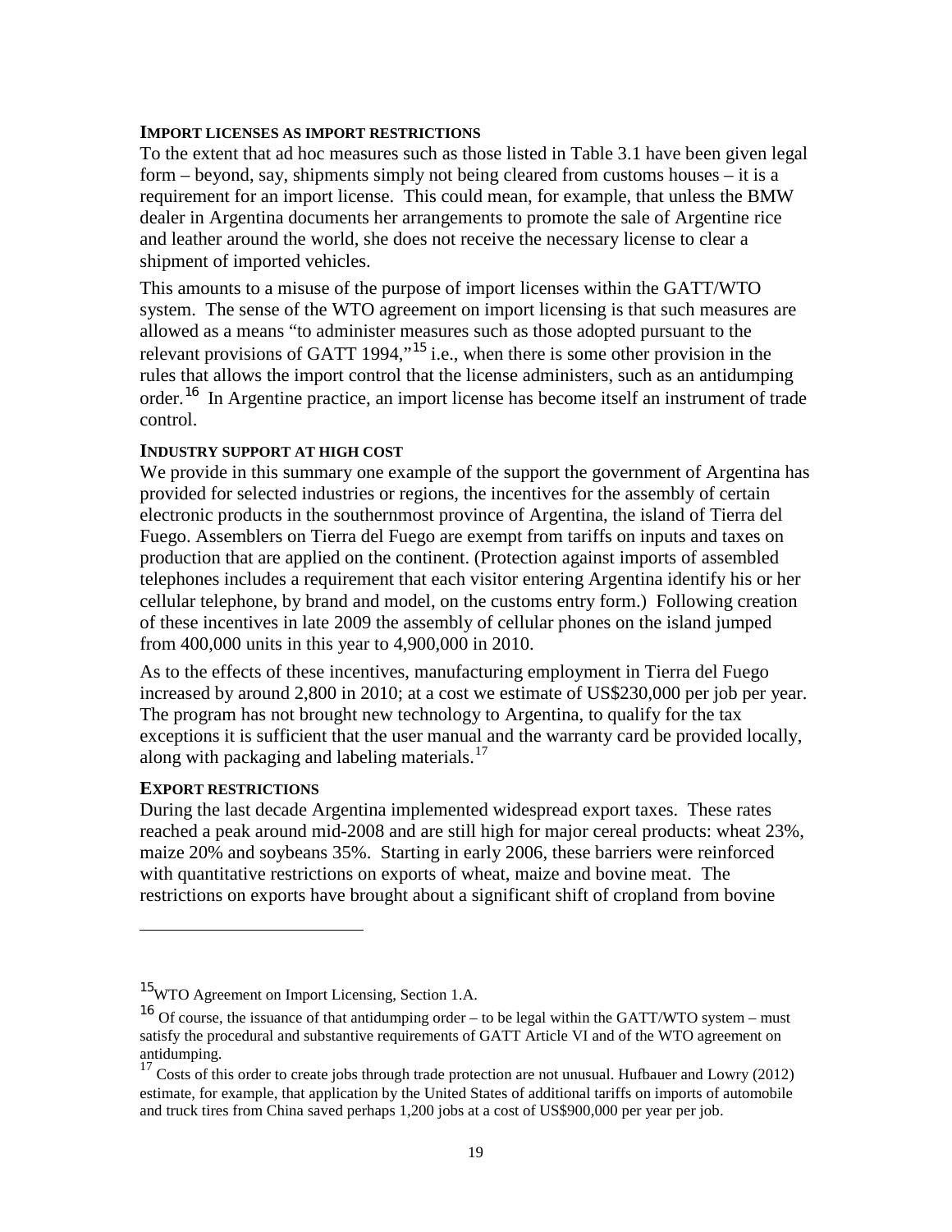### IMPORT LICENSES AS IMPORT RESTRICTIONS

To the extent that ad hoc measures such as those listed in Table 3.1 have been given legal form – beyond, say, shipments simply not being cleared from customs houses – it is a requirement for an import license. This could mean, for example, that unless the BMW dealer in Argentina documents her arrangements to promote the sale of Argentine rice and leather around the world, she does not receive the necessary license to clear a shipment of imported vehicles.

This amounts to a misuse of the purpose of import licenses within the GATT/WTO system. The sense of the WTO agreement on import licensing is that such measures are allowed as a means "to administer measures such as those adopted pursuant to the relevant provisions of GATT 1994,"[15] i.e., when there is some other provision in the rules that allows the import control that the license administers, such as an antidumping order.[16] In Argentine practice, an import license has become itself an instrument of trade control.

### INDUSTRY SUPPORT AT HIGH COST

We provide in this summary one example of the support the government of Argentina has provided for selected industries or regions, the incentives for the assembly of certain electronic products in the southernmost province of Argentina, the island of Tierra del Fuego. Assemblers on Tierra del Fuego are exempt from tariffs on inputs and taxes on production that are applied on the continent. (Protection against imports of assembled telephones includes a requirement that each visitor entering Argentina identify his or her cellular telephone, by brand and model, on the customs entry form.) Following creation of these incentives in late 2009 the assembly of cellular phones on the island jumped from 400,000 units in this year to 4,900,000 in 2010.

As to the effects of these incentives, manufacturing employment in Tierra del Fuego increased by around 2,800 in 2010; at a cost we estimate of US$230,000 per job per year. The program has not brought new technology to Argentina, to qualify for the tax exceptions it is sufficient that the user manual and the warranty card be provided locally, along with packaging and labeling materials.[17]

### EXPORT RESTRICTIONS

During the last decade Argentina implemented widespread export taxes. These rates reached a peak around mid-2008 and are still high for major cereal products: wheat 23%, maize 20% and soybeans 35%. Starting in early 2006, these barriers were reinforced with quantitative restrictions on exports of wheat, maize and bovine meat. The restrictions on exports have brought about a significant shift of cropland from bovine

---

[15] WTO Agreement on Import Licensing, Section 1.A.

[16] Of course, the issuance of that antidumping order – to be legal within the GATT/WTO system – must satisfy the procedural and substantive requirements of GATT Article VI and of the WTO agreement on antidumping.

[17] Costs of this order to create jobs through trade protection are not unusual. Hufbauer and Lowry (2012) estimate, for example, that application by the United States of additional tariffs on imports of automobile and truck tires from China saved perhaps 1,200 jobs at a cost of US$900,000 per year per job.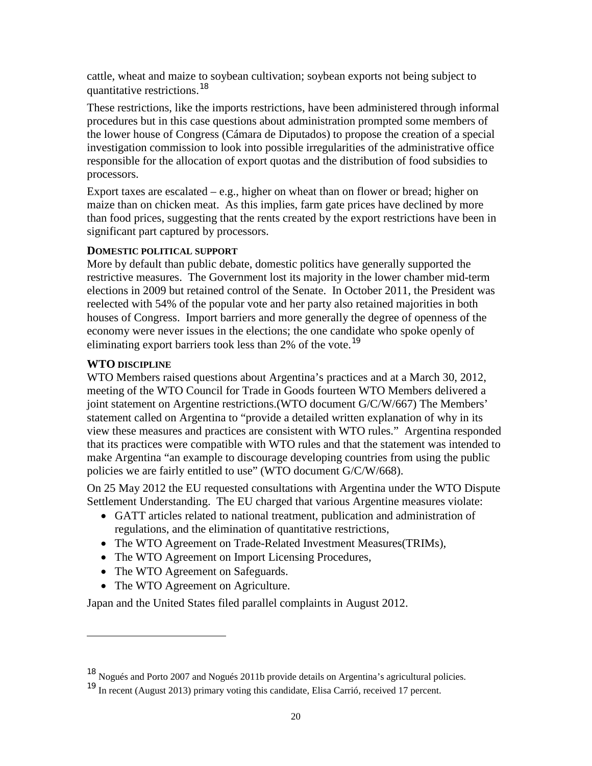cattle, wheat and maize to soybean cultivation; soybean exports not being subject to quantitative restrictions.[18]

These restrictions, like the imports restrictions, have been administered through informal procedures but in this case questions about administration prompted some members of the lower house of Congress (Cámara de Diputados) to propose the creation of a special investigation commission to look into possible irregularities of the administrative office responsible for the allocation of export quotas and the distribution of food subsidies to processors.

Export taxes are escalated – e.g., higher on wheat than on flower or bread; higher on maize than on chicken meat. As this implies, farm gate prices have declined by more than food prices, suggesting that the rents created by the export restrictions have been in significant part captured by processors.

### DOMESTIC POLITICAL SUPPORT

More by default than public debate, domestic politics have generally supported the restrictive measures. The Government lost its majority in the lower chamber mid-term elections in 2009 but retained control of the Senate. In October 2011, the President was reelected with 54% of the popular vote and her party also retained majorities in both houses of Congress. Import barriers and more generally the degree of openness of the economy were never issues in the elections; the one candidate who spoke openly of eliminating export barriers took less than 2% of the vote.[19]

### WTO DISCIPLINE

WTO Members raised questions about Argentina's practices and at a March 30, 2012, meeting of the WTO Council for Trade in Goods fourteen WTO Members delivered a joint statement on Argentine restrictions.(WTO document G/C/W/667) The Members' statement called on Argentina to "provide a detailed written explanation of why in its view these measures and practices are consistent with WTO rules." Argentina responded that its practices were compatible with WTO rules and that the statement was intended to make Argentina "an example to discourage developing countries from using the public policies we are fairly entitled to use" (WTO document G/C/W/668).

On 25 May 2012 the EU requested consultations with Argentina under the WTO Dispute Settlement Understanding. The EU charged that various Argentine measures violate:

- GATT articles related to national treatment, publication and administration of regulations, and the elimination of quantitative restrictions,
- The WTO Agreement on Trade-Related Investment Measures(TRIMs),
- The WTO Agreement on Import Licensing Procedures,
- The WTO Agreement on Safeguards.
- The WTO Agreement on Agriculture.

Japan and the United States filed parallel complaints in August 2012.

---

[18] Nogués and Porto 2007 and Nogués 2011b provide details on Argentina's agricultural policies.

[19] In recent (August 2013) primary voting this candidate, Elisa Carrió, received 17 percent.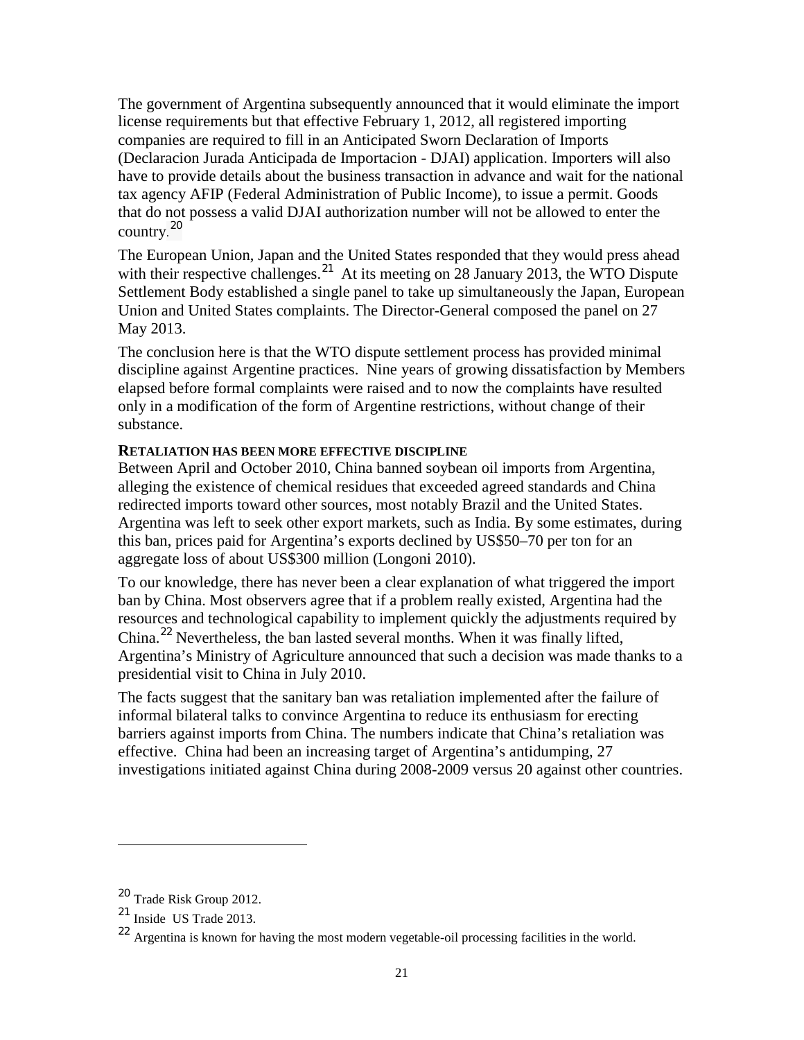The government of Argentina subsequently announced that it would eliminate the import license requirements but that effective February 1, 2012, all registered importing companies are required to fill in an Anticipated Sworn Declaration of Imports (Declaracion Jurada Anticipada de Importacion - DJAI) application. Importers will also have to provide details about the business transaction in advance and wait for the national tax agency AFIP (Federal Administration of Public Income), to issue a permit. Goods that do not possess a valid DJAI authorization number will not be allowed to enter the country.[20]

The European Union, Japan and the United States responded that they would press ahead with their respective challenges.[21] At its meeting on 28 January 2013, the WTO Dispute Settlement Body established a single panel to take up simultaneously the Japan, European Union and United States complaints. The Director-General composed the panel on 27 May 2013.

The conclusion here is that the WTO dispute settlement process has provided minimal discipline against Argentine practices. Nine years of growing dissatisfaction by Members elapsed before formal complaints were raised and to now the complaints have resulted only in a modification of the form of Argentine restrictions, without change of their substance.

**RETALIATION HAS BEEN MORE EFFECTIVE DISCIPLINE**

Between April and October 2010, China banned soybean oil imports from Argentina, alleging the existence of chemical residues that exceeded agreed standards and China redirected imports toward other sources, most notably Brazil and the United States. Argentina was left to seek other export markets, such as India. By some estimates, during this ban, prices paid for Argentina's exports declined by US$50–70 per ton for an aggregate loss of about US$300 million (Longoni 2010).

To our knowledge, there has never been a clear explanation of what triggered the import ban by China. Most observers agree that if a problem really existed, Argentina had the resources and technological capability to implement quickly the adjustments required by China.[22] Nevertheless, the ban lasted several months. When it was finally lifted, Argentina's Ministry of Agriculture announced that such a decision was made thanks to a presidential visit to China in July 2010.

The facts suggest that the sanitary ban was retaliation implemented after the failure of informal bilateral talks to convince Argentina to reduce its enthusiasm for erecting barriers against imports from China. The numbers indicate that China's retaliation was effective. China had been an increasing target of Argentina's antidumping, 27 investigations initiated against China during 2008-2009 versus 20 against other countries.

---

[20] Trade Risk Group 2012.

[21] Inside US Trade 2013.

[22] Argentina is known for having the most modern vegetable-oil processing facilities in the world.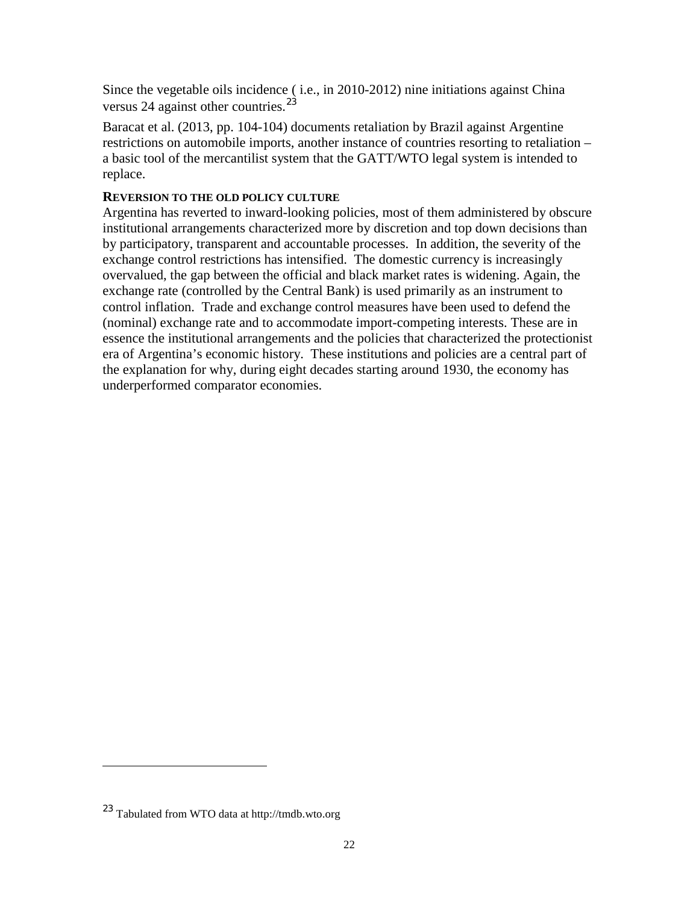Since the vegetable oils incidence ( i.e., in 2010-2012) nine initiations against China versus 24 against other countries.[23]

Baracat et al. (2013, pp. 104-104) documents retaliation by Brazil against Argentine restrictions on automobile imports, another instance of countries resorting to retaliation – a basic tool of the mercantilist system that the GATT/WTO legal system is intended to replace.

**REVERSION TO THE OLD POLICY CULTURE**

Argentina has reverted to inward-looking policies, most of them administered by obscure institutional arrangements characterized more by discretion and top down decisions than by participatory, transparent and accountable processes. In addition, the severity of the exchange control restrictions has intensified. The domestic currency is increasingly overvalued, the gap between the official and black market rates is widening. Again, the exchange rate (controlled by the Central Bank) is used primarily as an instrument to control inflation. Trade and exchange control measures have been used to defend the (nominal) exchange rate and to accommodate import-competing interests. These are in essence the institutional arrangements and the policies that characterized the protectionist era of Argentina's economic history. These institutions and policies are a central part of the explanation for why, during eight decades starting around 1930, the economy has underperformed comparator economies.

---

[23] Tabulated from WTO data at http://tmdb.wto.org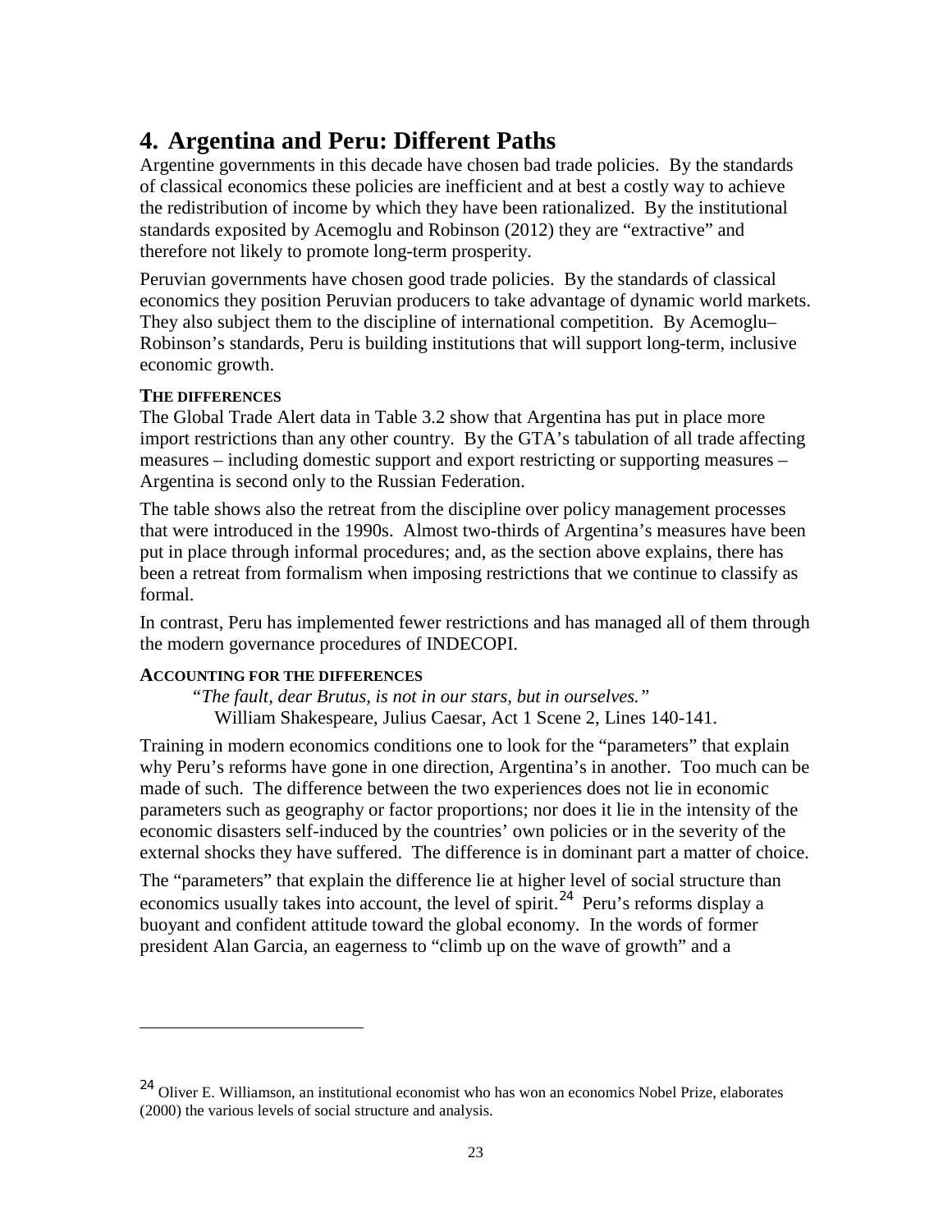# 4. Argentina and Peru: Different Paths

Argentine governments in this decade have chosen bad trade policies. By the standards of classical economics these policies are inefficient and at best a costly way to achieve the redistribution of income by which they have been rationalized. By the institutional standards exposited by Acemoglu and Robinson (2012) they are "extractive" and therefore not likely to promote long-term prosperity.

Peruvian governments have chosen good trade policies. By the standards of classical economics they position Peruvian producers to take advantage of dynamic world markets. They also subject them to the discipline of international competition. By Acemoglu–Robinson's standards, Peru is building institutions that will support long-term, inclusive economic growth.

### THE DIFFERENCES

The Global Trade Alert data in Table 3.2 show that Argentina has put in place more import restrictions than any other country. By the GTA's tabulation of all trade affecting measures – including domestic support and export restricting or supporting measures – Argentina is second only to the Russian Federation.

The table shows also the retreat from the discipline over policy management processes that were introduced in the 1990s. Almost two-thirds of Argentina's measures have been put in place through informal procedures; and, as the section above explains, there has been a retreat from formalism when imposing restrictions that we continue to classify as formal.

In contrast, Peru has implemented fewer restrictions and has managed all of them through the modern governance procedures of INDECOPI.

### ACCOUNTING FOR THE DIFFERENCES

> *"The fault, dear Brutus, is not in our stars, but in ourselves."*
> William Shakespeare, Julius Caesar, Act 1 Scene 2, Lines 140-141.

Training in modern economics conditions one to look for the "parameters" that explain why Peru's reforms have gone in one direction, Argentina's in another. Too much can be made of such. The difference between the two experiences does not lie in economic parameters such as geography or factor proportions; nor does it lie in the intensity of the economic disasters self-induced by the countries' own policies or in the severity of the external shocks they have suffered. The difference is in dominant part a matter of choice.

The "parameters" that explain the difference lie at higher level of social structure than economics usually takes into account, the level of spirit.[24] Peru's reforms display a buoyant and confident attitude toward the global economy. In the words of former president Alan Garcia, an eagerness to "climb up on the wave of growth" and a

---

[24] Oliver E. Williamson, an institutional economist who has won an economics Nobel Prize, elaborates (2000) the various levels of social structure and analysis.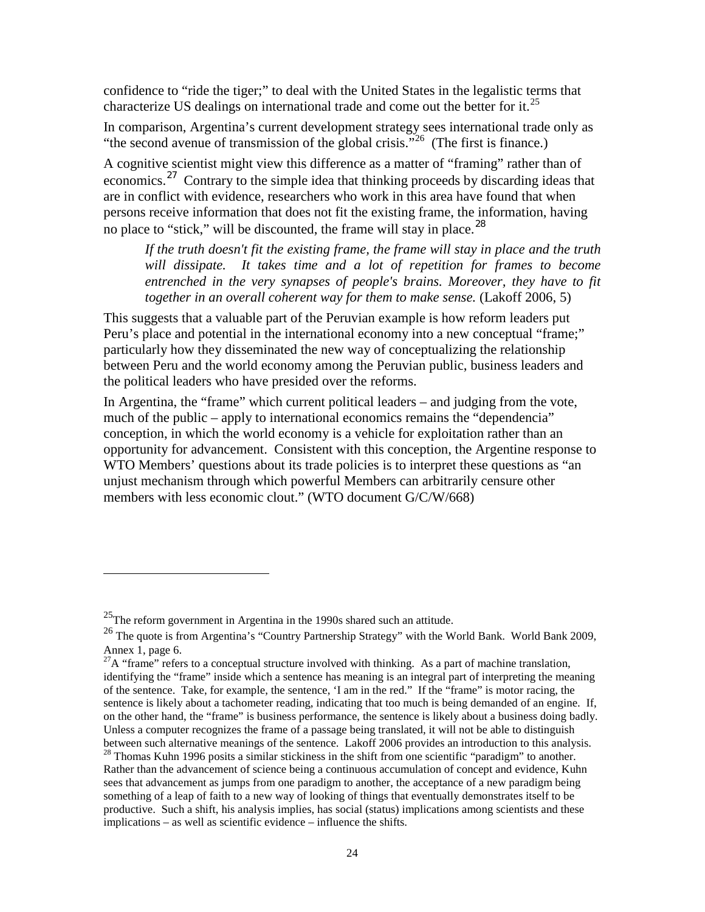confidence to "ride the tiger;" to deal with the United States in the legalistic terms that characterize US dealings on international trade and come out the better for it.[25]

In comparison, Argentina's current development strategy sees international trade only as "the second avenue of transmission of the global crisis."[26] (The first is finance.)

A cognitive scientist might view this difference as a matter of "framing" rather than of economics.[27] Contrary to the simple idea that thinking proceeds by discarding ideas that are in conflict with evidence, researchers who work in this area have found that when persons receive information that does not fit the existing frame, the information, having no place to "stick," will be discounted, the frame will stay in place.[28]

> *If the truth doesn't fit the existing frame, the frame will stay in place and the truth will dissipate. It takes time and a lot of repetition for frames to become entrenched in the very synapses of people's brains. Moreover, they have to fit together in an overall coherent way for them to make sense.* (Lakoff 2006, 5)

This suggests that a valuable part of the Peruvian example is how reform leaders put Peru's place and potential in the international economy into a new conceptual "frame;" particularly how they disseminated the new way of conceptualizing the relationship between Peru and the world economy among the Peruvian public, business leaders and the political leaders who have presided over the reforms.

In Argentina, the "frame" which current political leaders – and judging from the vote, much of the public – apply to international economics remains the "dependencia" conception, in which the world economy is a vehicle for exploitation rather than an opportunity for advancement. Consistent with this conception, the Argentine response to WTO Members' questions about its trade policies is to interpret these questions as "an unjust mechanism through which powerful Members can arbitrarily censure other members with less economic clout." (WTO document G/C/W/668)

---

[25] The reform government in Argentina in the 1990s shared such an attitude.

[26] The quote is from Argentina's "Country Partnership Strategy" with the World Bank. World Bank 2009, Annex 1, page 6.

[27] A "frame" refers to a conceptual structure involved with thinking. As a part of machine translation, identifying the "frame" inside which a sentence has meaning is an integral part of interpreting the meaning of the sentence. Take, for example, the sentence, 'I am in the red." If the "frame" is motor racing, the sentence is likely about a tachometer reading, indicating that too much is being demanded of an engine. If, on the other hand, the "frame" is business performance, the sentence is likely about a business doing badly. Unless a computer recognizes the frame of a passage being translated, it will not be able to distinguish between such alternative meanings of the sentence. Lakoff 2006 provides an introduction to this analysis.

[28] Thomas Kuhn 1996 posits a similar stickiness in the shift from one scientific "paradigm" to another. Rather than the advancement of science being a continuous accumulation of concept and evidence, Kuhn sees that advancement as jumps from one paradigm to another, the acceptance of a new paradigm being something of a leap of faith to a new way of looking of things that eventually demonstrates itself to be productive. Such a shift, his analysis implies, has social (status) implications among scientists and these implications – as well as scientific evidence – influence the shifts.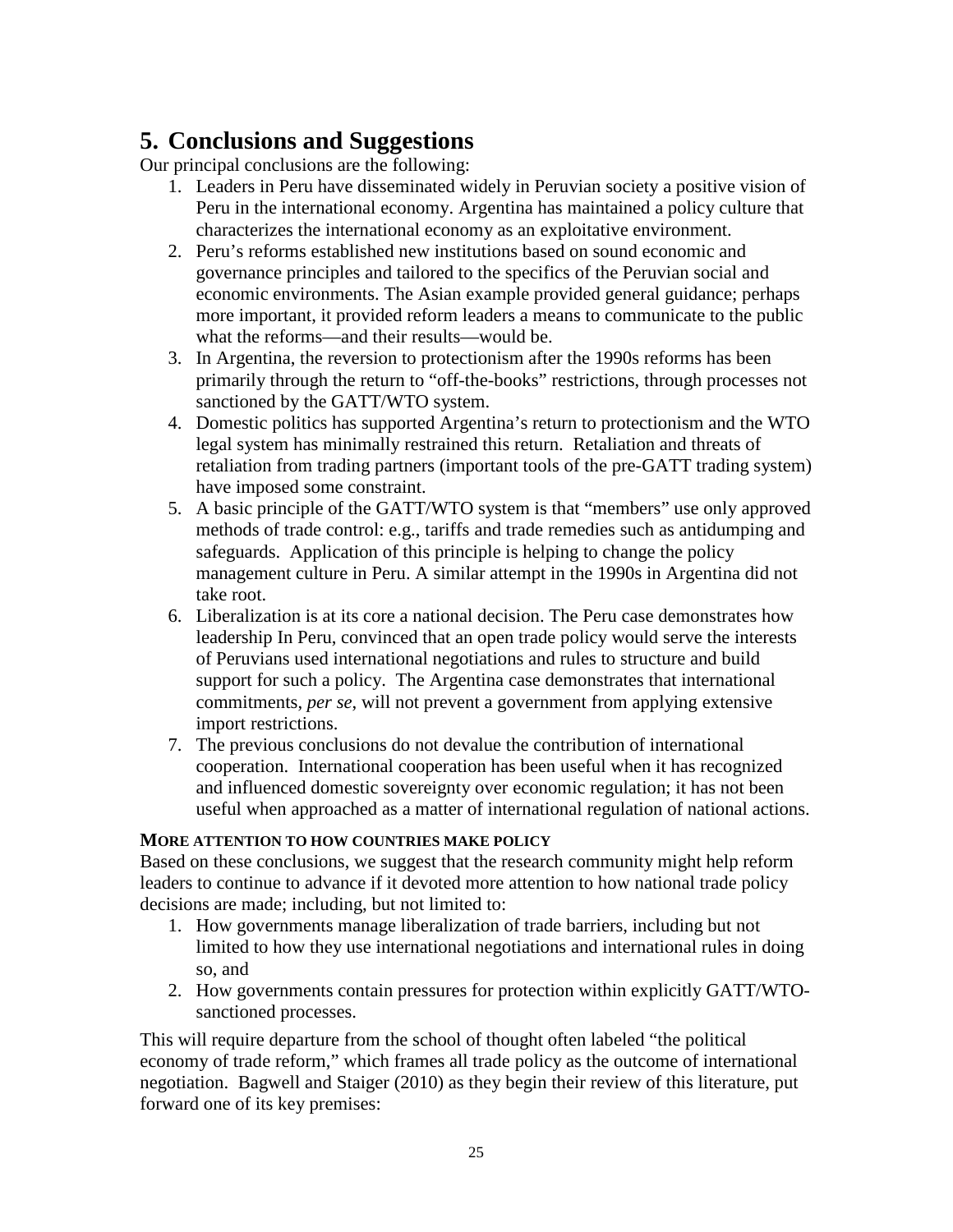# 5. Conclusions and Suggestions

Our principal conclusions are the following:

1. Leaders in Peru have disseminated widely in Peruvian society a positive vision of Peru in the international economy. Argentina has maintained a policy culture that characterizes the international economy as an exploitative environment.
2. Peru's reforms established new institutions based on sound economic and governance principles and tailored to the specifics of the Peruvian social and economic environments. The Asian example provided general guidance; perhaps more important, it provided reform leaders a means to communicate to the public what the reforms—and their results—would be.
3. In Argentina, the reversion to protectionism after the 1990s reforms has been primarily through the return to "off-the-books" restrictions, through processes not sanctioned by the GATT/WTO system.
4. Domestic politics has supported Argentina's return to protectionism and the WTO legal system has minimally restrained this return. Retaliation and threats of retaliation from trading partners (important tools of the pre-GATT trading system) have imposed some constraint.
5. A basic principle of the GATT/WTO system is that "members" use only approved methods of trade control: e.g., tariffs and trade remedies such as antidumping and safeguards. Application of this principle is helping to change the policy management culture in Peru. A similar attempt in the 1990s in Argentina did not take root.
6. Liberalization is at its core a national decision. The Peru case demonstrates how leadership In Peru, convinced that an open trade policy would serve the interests of Peruvians used international negotiations and rules to structure and build support for such a policy. The Argentina case demonstrates that international commitments, *per se*, will not prevent a government from applying extensive import restrictions.
7. The previous conclusions do not devalue the contribution of international cooperation. International cooperation has been useful when it has recognized and influenced domestic sovereignty over economic regulation; it has not been useful when approached as a matter of international regulation of national actions.

**More attention to how countries make policy**

Based on these conclusions, we suggest that the research community might help reform leaders to continue to advance if it devoted more attention to how national trade policy decisions are made; including, but not limited to:

1. How governments manage liberalization of trade barriers, including but not limited to how they use international negotiations and international rules in doing so, and
2. How governments contain pressures for protection within explicitly GATT/WTO-sanctioned processes.

This will require departure from the school of thought often labeled "the political economy of trade reform," which frames all trade policy as the outcome of international negotiation. Bagwell and Staiger (2010) as they begin their review of this literature, put forward one of its key premises: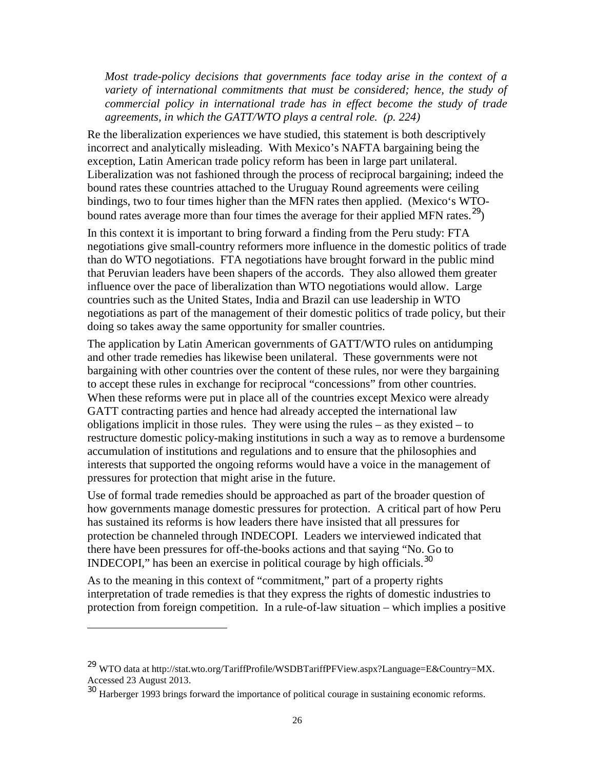> *Most trade-policy decisions that governments face today arise in the context of a variety of international commitments that must be considered; hence, the study of commercial policy in international trade has in effect become the study of trade agreements, in which the GATT/WTO plays a central role. (p. 224)*

Re the liberalization experiences we have studied, this statement is both descriptively incorrect and analytically misleading. With Mexico's NAFTA bargaining being the exception, Latin American trade policy reform has been in large part unilateral. Liberalization was not fashioned through the process of reciprocal bargaining; indeed the bound rates these countries attached to the Uruguay Round agreements were ceiling bindings, two to four times higher than the MFN rates then applied. (Mexico's WTO-bound rates average more than four times the average for their applied MFN rates.[29])

In this context it is important to bring forward a finding from the Peru study: FTA negotiations give small-country reformers more influence in the domestic politics of trade than do WTO negotiations. FTA negotiations have brought forward in the public mind that Peruvian leaders have been shapers of the accords. They also allowed them greater influence over the pace of liberalization than WTO negotiations would allow. Large countries such as the United States, India and Brazil can use leadership in WTO negotiations as part of the management of their domestic politics of trade policy, but their doing so takes away the same opportunity for smaller countries.

The application by Latin American governments of GATT/WTO rules on antidumping and other trade remedies has likewise been unilateral. These governments were not bargaining with other countries over the content of these rules, nor were they bargaining to accept these rules in exchange for reciprocal "concessions" from other countries. When these reforms were put in place all of the countries except Mexico were already GATT contracting parties and hence had already accepted the international law obligations implicit in those rules. They were using the rules – as they existed – to restructure domestic policy-making institutions in such a way as to remove a burdensome accumulation of institutions and regulations and to ensure that the philosophies and interests that supported the ongoing reforms would have a voice in the management of pressures for protection that might arise in the future.

Use of formal trade remedies should be approached as part of the broader question of how governments manage domestic pressures for protection. A critical part of how Peru has sustained its reforms is how leaders there have insisted that all pressures for protection be channeled through INDECOPI. Leaders we interviewed indicated that there have been pressures for off-the-books actions and that saying "No. Go to INDECOPI," has been an exercise in political courage by high officials.[30]

As to the meaning in this context of "commitment," part of a property rights interpretation of trade remedies is that they express the rights of domestic industries to protection from foreign competition. In a rule-of-law situation – which implies a positive

---

[29] WTO data at http://stat.wto.org/TariffProfile/WSDBTariffPFView.aspx?Language=E&Country=MX. Accessed 23 August 2013.

[30] Harberger 1993 brings forward the importance of political courage in sustaining economic reforms.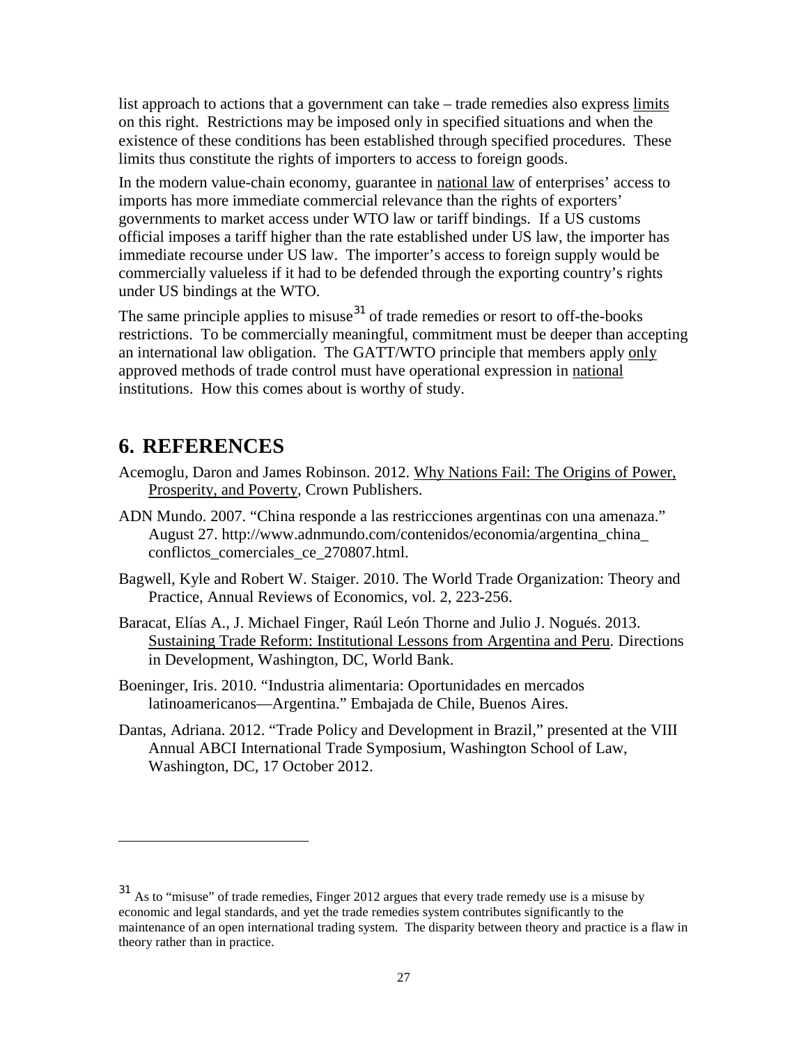list approach to actions that a government can take – trade remedies also express limits on this right. Restrictions may be imposed only in specified situations and when the existence of these conditions has been established through specified procedures. These limits thus constitute the rights of importers to access to foreign goods.

In the modern value-chain economy, guarantee in national law of enterprises' access to imports has more immediate commercial relevance than the rights of exporters' governments to market access under WTO law or tariff bindings. If a US customs official imposes a tariff higher than the rate established under US law, the importer has immediate recourse under US law. The importer's access to foreign supply would be commercially valueless if it had to be defended through the exporting country's rights under US bindings at the WTO.

The same principle applies to misuse[31] of trade remedies or resort to off-the-books restrictions. To be commercially meaningful, commitment must be deeper than accepting an international law obligation. The GATT/WTO principle that members apply only approved methods of trade control must have operational expression in national institutions. How this comes about is worthy of study.

# 6. REFERENCES

Acemoglu, Daron and James Robinson. 2012. Why Nations Fail: The Origins of Power, Prosperity, and Poverty, Crown Publishers.

ADN Mundo. 2007. "China responde a las restricciones argentinas con una amenaza." August 27. http://www.adnmundo.com/contenidos/economia/argentina_china_conflictos_comerciales_ce_270807.html.

Bagwell, Kyle and Robert W. Staiger. 2010. The World Trade Organization: Theory and Practice, Annual Reviews of Economics, vol. 2, 223-256.

Baracat, Elías A., J. Michael Finger, Raúl León Thorne and Julio J. Nogués. 2013. Sustaining Trade Reform: Institutional Lessons from Argentina and Peru. Directions in Development, Washington, DC, World Bank.

Boeninger, Iris. 2010. "Industria alimentaria: Oportunidades en mercados latinoamericanos—Argentina." Embajada de Chile, Buenos Aires.

Dantas, Adriana. 2012. "Trade Policy and Development in Brazil," presented at the VIII Annual ABCI International Trade Symposium, Washington School of Law, Washington, DC, 17 October 2012.

---

[31] As to "misuse" of trade remedies, Finger 2012 argues that every trade remedy use is a misuse by economic and legal standards, and yet the trade remedies system contributes significantly to the maintenance of an open international trading system. The disparity between theory and practice is a flaw in theory rather than in practice.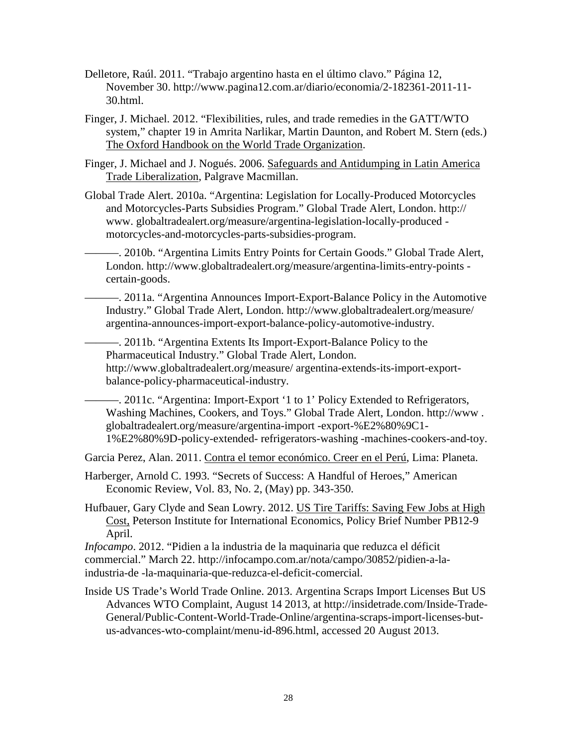Delletore, Raúl. 2011. "Trabajo argentino hasta en el último clavo." Página 12, November 30. http://www.pagina12.com.ar/diario/economia/2-182361-2011-11-30.html.

Finger, J. Michael. 2012. "Flexibilities, rules, and trade remedies in the GATT/WTO system," chapter 19 in Amrita Narlikar, Martin Daunton, and Robert M. Stern (eds.) The Oxford Handbook on the World Trade Organization.

Finger, J. Michael and J. Nogués. 2006. Safeguards and Antidumping in Latin America Trade Liberalization, Palgrave Macmillan.

Global Trade Alert. 2010a. "Argentina: Legislation for Locally-Produced Motorcycles and Motorcycles-Parts Subsidies Program." Global Trade Alert, London. http:// www. globaltradealert.org/measure/argentina-legislation-locally-produced - motorcycles-and-motorcycles-parts-subsidies-program.

———. 2010b. "Argentina Limits Entry Points for Certain Goods." Global Trade Alert, London. http://www.globaltradealert.org/measure/argentina-limits-entry-points - certain-goods.

———. 2011a. "Argentina Announces Import-Export-Balance Policy in the Automotive Industry." Global Trade Alert, London. http://www.globaltradealert.org/measure/ argentina-announces-import-export-balance-policy-automotive-industry.

———. 2011b. "Argentina Extents Its Import-Export-Balance Policy to the Pharmaceutical Industry." Global Trade Alert, London. http://www.globaltradealert.org/measure/ argentina-extends-its-import-export-balance-policy-pharmaceutical-industry.

———. 2011c. "Argentina: Import-Export '1 to 1' Policy Extended to Refrigerators, Washing Machines, Cookers, and Toys." Global Trade Alert, London. http://www . globaltradealert.org/measure/argentina-import -export-%E2%80%9C1-1%E2%80%9D-policy-extended- refrigerators-washing -machines-cookers-and-toy.

Garcia Perez, Alan. 2011. Contra el temor económico. Creer en el Perú, Lima: Planeta.

Harberger, Arnold C. 1993. "Secrets of Success: A Handful of Heroes," American Economic Review, Vol. 83, No. 2, (May) pp. 343-350.

Hufbauer, Gary Clyde and Sean Lowry. 2012. US Tire Tariffs: Saving Few Jobs at High Cost, Peterson Institute for International Economics, Policy Brief Number PB12-9 April.

*Infocampo*. 2012. "Pidien a la industria de la maquinaria que reduzca el déficit commercial." March 22. http://infocampo.com.ar/nota/campo/30852/pidien-a-la-industria-de -la-maquinaria-que-reduzca-el-deficit-comercial.

Inside US Trade's World Trade Online. 2013. Argentina Scraps Import Licenses But US Advances WTO Complaint, August 14 2013, at http://insidetrade.com/Inside-Trade-General/Public-Content-World-Trade-Online/argentina-scraps-import-licenses-but-us-advances-wto-complaint/menu-id-896.html, accessed 20 August 2013.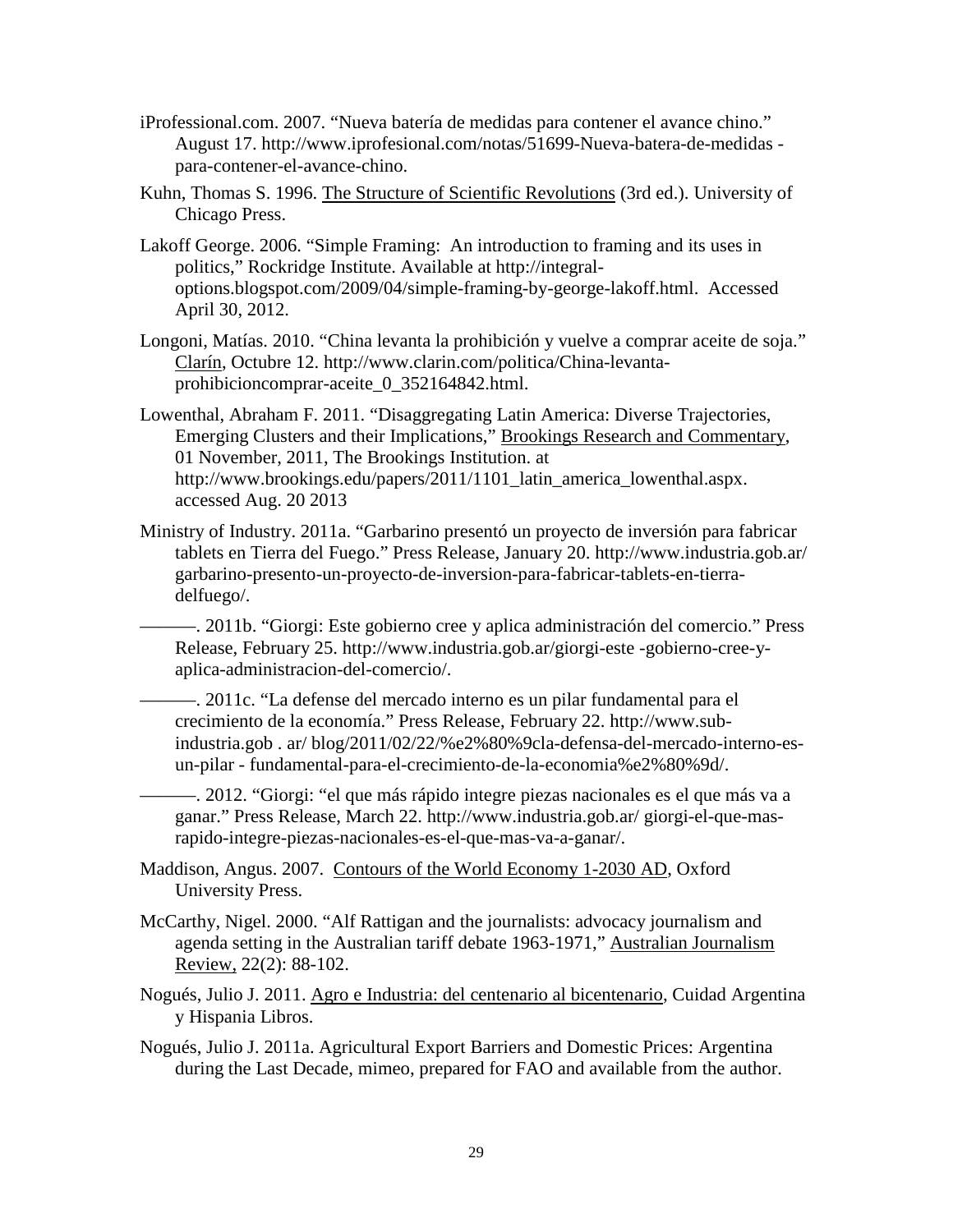iProfessional.com. 2007. "Nueva batería de medidas para contener el avance chino." August 17. http://www.iprofesional.com/notas/51699-Nueva-batera-de-medidas - para-contener-el-avance-chino.

Kuhn, Thomas S. 1996. The Structure of Scientific Revolutions (3rd ed.). University of Chicago Press.

Lakoff George. 2006. "Simple Framing: An introduction to framing and its uses in politics," Rockridge Institute. Available at http://integral-options.blogspot.com/2009/04/simple-framing-by-george-lakoff.html. Accessed April 30, 2012.

Longoni, Matías. 2010. "China levanta la prohibición y vuelve a comprar aceite de soja." Clarín, Octubre 12. http://www.clarin.com/politica/China-levanta-prohibicioncomprar-aceite_0_352164842.html.

Lowenthal, Abraham F. 2011. "Disaggregating Latin America: Diverse Trajectories, Emerging Clusters and their Implications," Brookings Research and Commentary, 01 November, 2011, The Brookings Institution. at http://www.brookings.edu/papers/2011/1101_latin_america_lowenthal.aspx. accessed Aug. 20 2013

Ministry of Industry. 2011a. "Garbarino presentó un proyecto de inversión para fabricar tablets en Tierra del Fuego." Press Release, January 20. http://www.industria.gob.ar/ garbarino-presento-un-proyecto-de-inversion-para-fabricar-tablets-en-tierra-delfuego/.

———. 2011b. "Giorgi: Este gobierno cree y aplica administración del comercio." Press Release, February 25. http://www.industria.gob.ar/giorgi-este -gobierno-cree-y-aplica-administracion-del-comercio/.

———. 2011c. "La defense del mercado interno es un pilar fundamental para el crecimiento de la economía." Press Release, February 22. http://www.sub-industria.gob . ar/ blog/2011/02/22/%e2%80%9cla-defensa-del-mercado-interno-es-un-pilar - fundamental-para-el-crecimiento-de-la-economia%e2%80%9d/.

———. 2012. "Giorgi: "el que más rápido integre piezas nacionales es el que más va a ganar." Press Release, March 22. http://www.industria.gob.ar/ giorgi-el-que-mas-rapido-integre-piezas-nacionales-es-el-que-mas-va-a-ganar/.

Maddison, Angus. 2007. Contours of the World Economy 1-2030 AD, Oxford University Press.

McCarthy, Nigel. 2000. "Alf Rattigan and the journalists: advocacy journalism and agenda setting in the Australian tariff debate 1963-1971," Australian Journalism Review, 22(2): 88-102.

Nogués, Julio J. 2011. Agro e Industria: del centenario al bicentenario, Cuidad Argentina y Hispania Libros.

Nogués, Julio J. 2011a. Agricultural Export Barriers and Domestic Prices: Argentina during the Last Decade, mimeo, prepared for FAO and available from the author.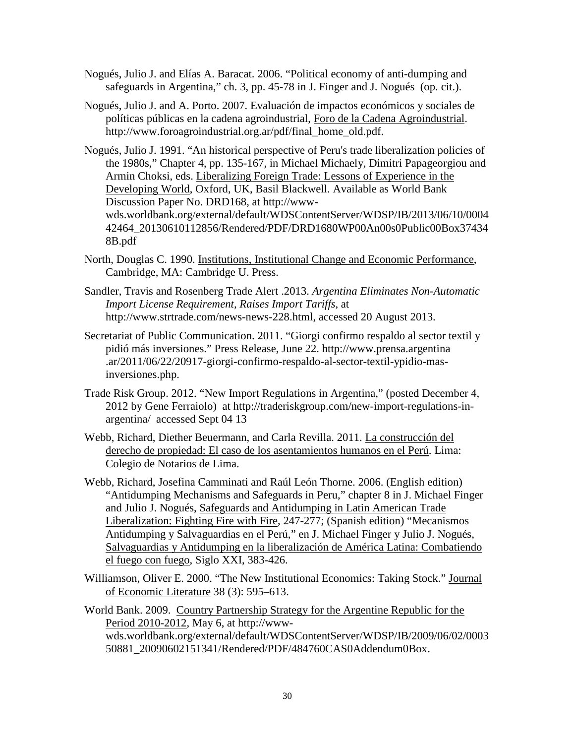Nogués, Julio J. and Elías A. Baracat. 2006. "Political economy of anti-dumping and safeguards in Argentina," ch. 3, pp. 45-78 in J. Finger and J. Nogués (op. cit.).

Nogués, Julio J. and A. Porto. 2007. Evaluación de impactos económicos y sociales de políticas públicas en la cadena agroindustrial, Foro de la Cadena Agroindustrial. http://www.foroagroindustrial.org.ar/pdf/final_home_old.pdf.

Nogués, Julio J. 1991. "An historical perspective of Peru's trade liberalization policies of the 1980s," Chapter 4, pp. 135-167, in Michael Michaely, Dimitri Papageorgiou and Armin Choksi, eds. Liberalizing Foreign Trade: Lessons of Experience in the Developing World, Oxford, UK, Basil Blackwell. Available as World Bank Discussion Paper No. DRD168, at http://www-wds.worldbank.org/external/default/WDSContentServer/WDSP/IB/2013/06/10/000442464_20130610112856/Rendered/PDF/DRD1680WP00An00s0Public00Box374348B.pdf

North, Douglas C. 1990. Institutions, Institutional Change and Economic Performance, Cambridge, MA: Cambridge U. Press.

Sandler, Travis and Rosenberg Trade Alert .2013. *Argentina Eliminates Non-Automatic Import License Requirement, Raises Import Tariffs*, at http://www.strtrade.com/news-news-228.html, accessed 20 August 2013.

Secretariat of Public Communication. 2011. "Giorgi confirmo respaldo al sector textil y pidió más inversiones." Press Release, June 22. http://www.prensa.argentina .ar/2011/06/22/20917-giorgi-confirmo-respaldo-al-sector-textil-ypidio-mas-inversiones.php.

Trade Risk Group. 2012. "New Import Regulations in Argentina," (posted December 4, 2012 by Gene Ferraiolo) at http://traderiskgroup.com/new-import-regulations-in-argentina/ accessed Sept 04 13

Webb, Richard, Diether Beuermann, and Carla Revilla. 2011. La construcción del derecho de propiedad: El caso de los asentamientos humanos en el Perú. Lima: Colegio de Notarios de Lima.

Webb, Richard, Josefina Camminati and Raúl León Thorne. 2006. (English edition) "Antidumping Mechanisms and Safeguards in Peru," chapter 8 in J. Michael Finger and Julio J. Nogués, Safeguards and Antidumping in Latin American Trade Liberalization: Fighting Fire with Fire, 247-277; (Spanish edition) "Mecanismos Antidumping y Salvaguardias en el Perú," en J. Michael Finger y Julio J. Nogués, Salvaguardias y Antidumping en la liberalización de América Latina: Combatiendo el fuego con fuego, Siglo XXI, 383-426.

Williamson, Oliver E. 2000. "The New Institutional Economics: Taking Stock." Journal of Economic Literature 38 (3): 595–613.

World Bank. 2009. Country Partnership Strategy for the Argentine Republic for the Period 2010-2012, May 6, at http://www-wds.worldbank.org/external/default/WDSContentServer/WDSP/IB/2009/06/02/000350881_20090602151341/Rendered/PDF/484760CAS0Addendum0Box.